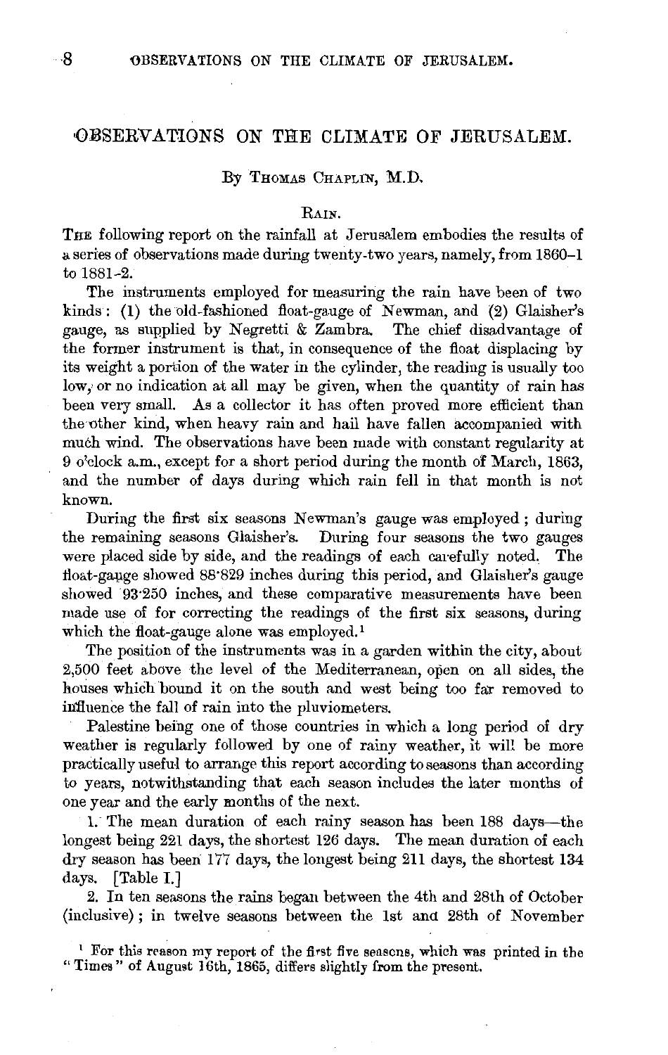# OBSERVATIONS ON THE CLIMATE OF JERUSALEM.

By Thomas Chaplin, M.D.

## Rain.

The following report on the rainfall at Jerusalem embodies the results of a series of observations made during twenty-two years, namely, from 1860–1 to 1881–2.

The instruments employed for measuring the rain have been of two kinds: (1) the old-fashioned float-gauge of Newman, and (2) Glaisher's gauge, as supplied by Negretti & Zambra. The chief disadvantage of the former instrument is that, in consequence of the float displacing by its weight a portion of the water in the cylinder, the reading is usually too low, or no indication at all may be given, when the quantity of rain has been very small. As a collector it has often proved more efficient than the other kind, when heavy rain and hail have fallen accompanied with much wind. The observations have been made with constant regularity at 9 o'clock a.m., except for a short period during the month of March, 1863, and the number of days during which rain fell in that month is not known.

During the first six seasons Newman's gauge was employed; during the remaining seasons Glaisher's. During four seasons the two gauges were placed side by side, and the readings of each carefully noted. The float-gauge showed 88·829 inches during this period, and Glaisher's gauge showed 93·250 inches, and these comparative measurements have been made use of for correcting the readings of the first six seasons, during which the float-gauge alone was employed.[1]

The position of the instruments was in a garden within the city, about 2,500 feet above the level of the Mediterranean, open on all sides, the houses which bound it on the south and west being too far removed to influence the fall of rain into the pluviometers.

Palestine being one of those countries in which a long period of dry weather is regularly followed by one of rainy weather, it will be more practically useful to arrange this report according to seasons than according to years, notwithstanding that each season includes the later months of one year and the early months of the next.

1. The mean duration of each rainy season has been 188 days—the longest being 221 days, the shortest 126 days. The mean duration of each dry season has been 177 days, the longest being 211 days, the shortest 134 days. [Table I.]

2. In ten seasons the rains began between the 4th and 28th of October (inclusive); in twelve seasons between the 1st and 28th of November

[1] For this reason my report of the first five seasons, which was printed in the "Times" of August 16th, 1865, differs slightly from the present.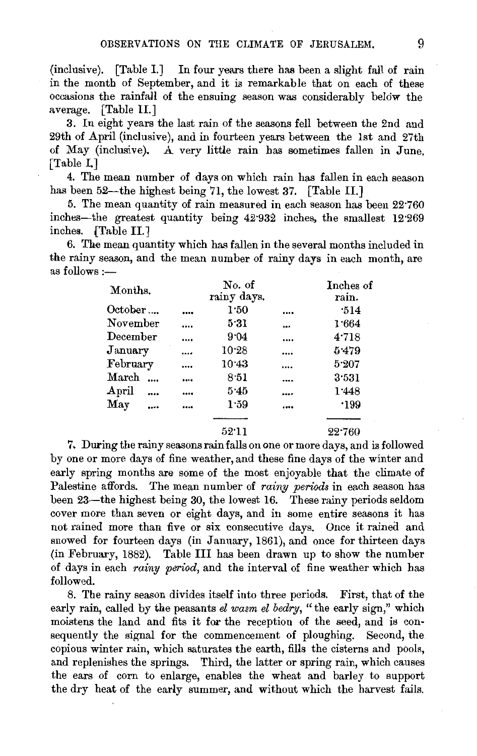(inclusive). [Table I.] In four years there has been a slight fall of rain in the month of September, and it is remarkable that on each of these occasions the rainfall of the ensuing season was considerably below the average. [Table II.]

3. In eight years the last rain of the seasons fell between the 2nd and 29th of April (inclusive), and in fourteen years between the 1st and 27th of May (inclusive). A very little rain has sometimes fallen in June. [Table I.]

4. The mean number of days on which rain has fallen in each season has been 52—the highest being 71, the lowest 37. [Table II.]

5. The mean quantity of rain measured in each season has been 22·760 inches—the greatest quantity being 42·932 inches, the smallest 12·269 inches. [Table II.]

6. The mean quantity which has fallen in the several months included in the rainy season, and the mean number of rainy days in each month, are as follows:—

| Months. | No. of rainy days. | Inches of rain. |
|---|---|---|
| October | 1·50 | ·514 |
| November | 5·31 | 1·664 |
| December | 9·04 | 4·718 |
| January | 10·28 | 5·479 |
| February | 10·43 | 5·207 |
| March | 8·51 | 3·531 |
| April | 5·45 | 1·448 |
| May | 1·59 | ·199 |
| | 52·11 | 22·760 |

7. During the rainy seasons rain falls on one or more days, and is followed by one or more days of fine weather, and these fine days of the winter and early spring months are some of the most enjoyable that the climate of Palestine affords. The mean number of *rainy periods* in each season has been 23—the highest being 30, the lowest 16. These rainy periods seldom cover more than seven or eight days, and in some entire seasons it has not rained more than five or six consecutive days. Once it rained and snowed for fourteen days (in January, 1861), and once for thirteen days (in February, 1882). Table III has been drawn up to show the number of days in each *rainy period*, and the interval of fine weather which has followed.

8. The rainy season divides itself into three periods. First, that of the early rain, called by the peasants *el wasm el bedry*, "the early sign," which moistens the land and fits it for the reception of the seed, and is consequently the signal for the commencement of ploughing. Second, the copious winter rain, which saturates the earth, fills the cisterns and pools, and replenishes the springs. Third, the latter or spring rain, which causes the ears of corn to enlarge, enables the wheat and barley to support the dry heat of the early summer, and without which the harvest fails.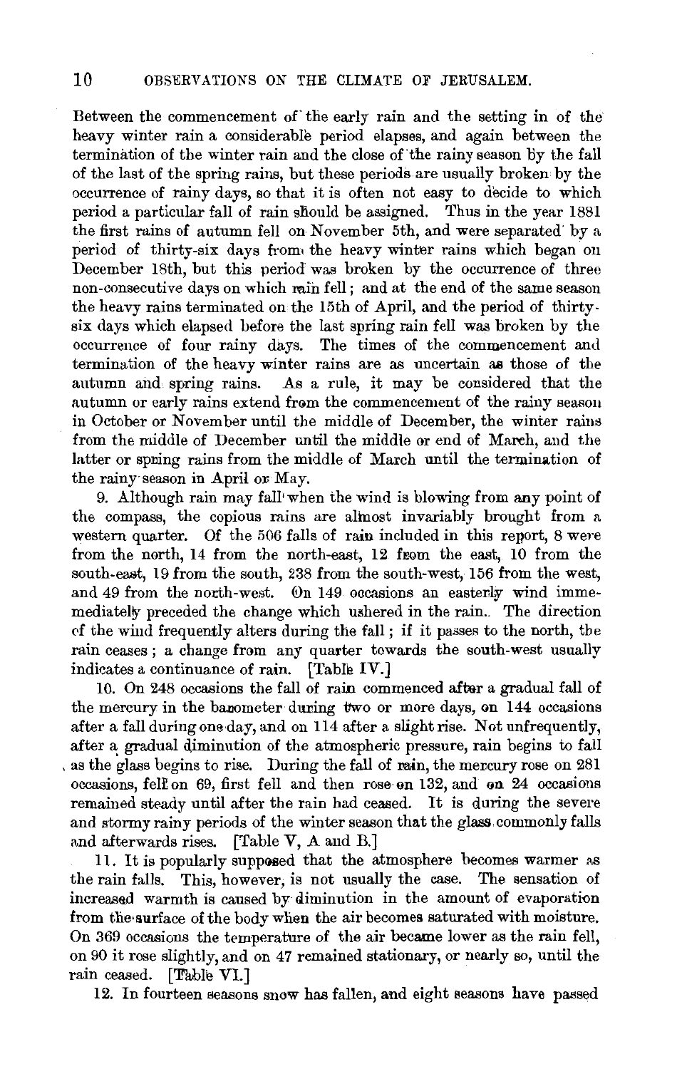Between the commencement of the early rain and the setting in of the heavy winter rain a considerable period elapses, and again between the termination of the winter rain and the close of the rainy season by the fall of the last of the spring rains, but these periods are usually broken by the occurrence of rainy days, so that it is often not easy to decide to which period a particular fall of rain should be assigned. Thus in the year 1881 the first rains of autumn fell on November 5th, and were separated by a period of thirty-six days from the heavy winter rains which began on December 18th, but this period was broken by the occurrence of three non-consecutive days on which rain fell; and at the end of the same season the heavy rains terminated on the 15th of April, and the period of thirty-six days which elapsed before the last spring rain fell was broken by the occurrence of four rainy days. The times of the commencement and termination of the heavy winter rains are as uncertain as those of the autumn and spring rains. As a rule, it may be considered that the autumn or early rains extend from the commencement of the rainy season in October or November until the middle of December, the winter rains from the middle of December until the middle or end of March, and the latter or spring rains from the middle of March until the termination of the rainy season in April or May.

9. Although rain may fall when the wind is blowing from any point of the compass, the copious rains are almost invariably brought from a western quarter. Of the 506 falls of rain included in this report, 8 were from the north, 14 from the north-east, 12 from the east, 10 from the south-east, 19 from the south, 238 from the south-west, 156 from the west, and 49 from the north-west. On 149 occasions an easterly wind immemediately preceded the change which ushered in the rain. The direction of the wind frequently alters during the fall; if it passes to the north, the rain ceases; a change from any quarter towards the south-west usually indicates a continuance of rain. [Table IV.]

10. On 248 occasions the fall of rain commenced after a gradual fall of the mercury in the barometer during two or more days, on 144 occasions after a fall during one day, and on 114 after a slight rise. Not unfrequently, after a gradual diminution of the atmospheric pressure, rain begins to fall as the glass begins to rise. During the fall of rain, the mercury rose on 281 occasions, fell on 69, first fell and then rose on 132, and on 24 occasions remained steady until after the rain had ceased. It is during the severe and stormy rainy periods of the winter season that the glass commonly falls and afterwards rises. [Table V, A and B.]

11. It is popularly supposed that the atmosphere becomes warmer as the rain falls. This, however, is not usually the case. The sensation of increased warmth is caused by diminution in the amount of evaporation from the surface of the body when the air becomes saturated with moisture. On 369 occasions the temperature of the air became lower as the rain fell, on 90 it rose slightly, and on 47 remained stationary, or nearly so, until the rain ceased. [Table VI.]

12. In fourteen seasons snow has fallen, and eight seasons have passed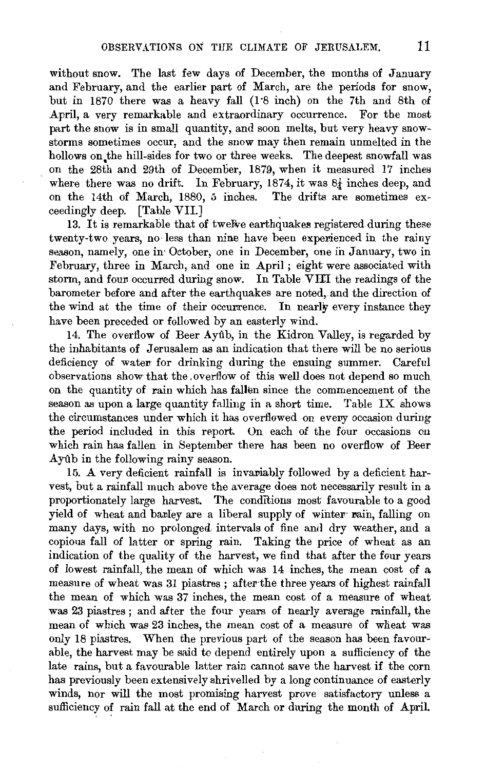without snow. The last few days of December, the months of January and February, and the earlier part of March, are the periods for snow, but in 1870 there was a heavy fall (1·8 inch) on the 7th and 8th of April, a very remarkable and extraordinary occurrence. For the most part the snow is in small quantity, and soon melts, but very heavy snowstorms sometimes occur, and the snow may then remain unmelted in the hollows on the hill-sides for two or three weeks. The deepest snowfall was on the 28th and 29th of December, 1879, when it measured 17 inches where there was no drift. In February, 1874, it was 8¼ inches deep, and on the 14th of March, 1880, 5 inches. The drifts are sometimes exceedingly deep. [Table VII.]

13. It is remarkable that of twelve earthquakes registered during these twenty-two years, no less than nine have been experienced in the rainy season, namely, one in October, one in December, one in January, two in February, three in March, and one in April; eight were associated with storm, and four occurred during snow. In Table VIII the readings of the barometer before and after the earthquakes are noted, and the direction of the wind at the time of their occurrence. In nearly every instance they have been preceded or followed by an easterly wind.

14. The overflow of Beer Ayûb, in the Kidron Valley, is regarded by the inhabitants of Jerusalem as an indication that there will be no serious deficiency of water for drinking during the ensuing summer. Careful observations show that the overflow of this well does not depend so much on the quantity of rain which has fallen since the commencement of the season as upon a large quantity falling in a short time. Table IX shows the circumstances under which it has overflowed on every occasion during the period included in this report. On each of the four occasions on which rain has fallen in September there has been no overflow of Beer Ayûb in the following rainy season.

15. A very deficient rainfall is invariably followed by a deficient harvest, but a rainfall much above the average does not necessarily result in a proportionately large harvest. The conditions most favourable to a good yield of wheat and barley are a liberal supply of winter rain, falling on many days, with no prolonged intervals of fine and dry weather, and a copious fall of latter or spring rain. Taking the price of wheat as an indication of the quality of the harvest, we find that after the four years of lowest rainfall, the mean of which was 14 inches, the mean cost of a measure of wheat was 31 piastres; after the three years of highest rainfall the mean of which was 37 inches, the mean cost of a measure of wheat was 23 piastres; and after the four years of nearly average rainfall, the mean of which was 23 inches, the mean cost of a measure of wheat was only 18 piastres. When the previous part of the season has been favourable, the harvest may be said to depend entirely upon a sufficiency of the late rains, but a favourable latter rain cannot save the harvest if the corn has previously been extensively shrivelled by a long continuance of easterly winds, nor will the most promising harvest prove satisfactory unless a sufficiency of rain fall at the end of March or during the month of April.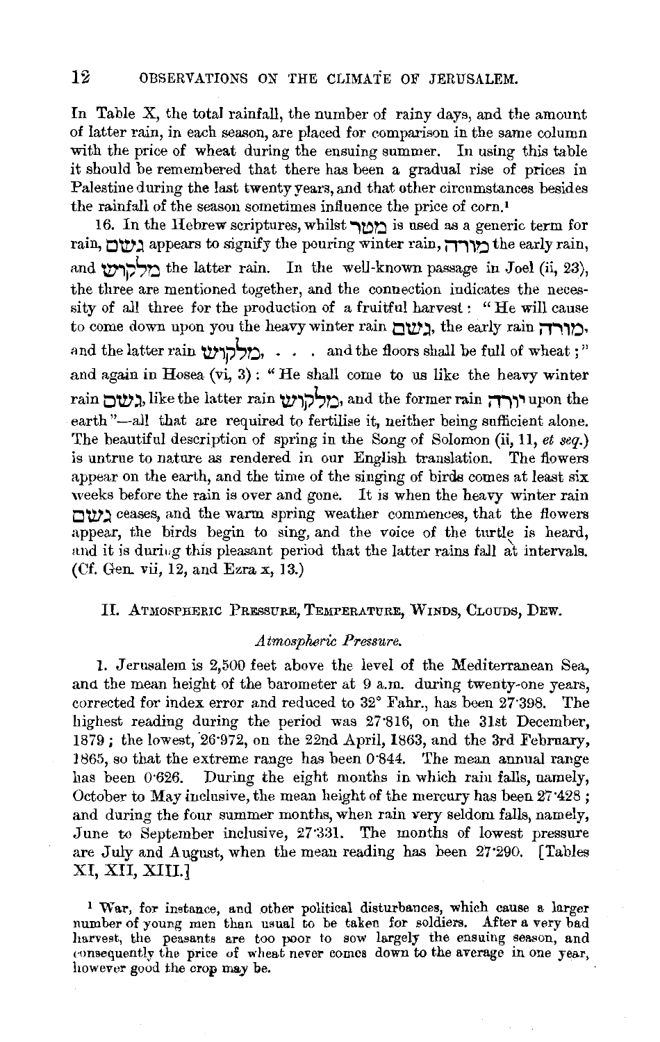In Table X, the total rainfall, the number of rainy days, and the amount of latter rain, in each season, are placed for comparison in the same column with the price of wheat during the ensuing summer. In using this table it should be remembered that there has been a gradual rise of prices in Palestine during the last twenty years, and that other circumstances besides the rainfall of the season sometimes influence the price of corn.[1]

16. In the Hebrew scriptures, whilst מטר is used as a generic term for rain, גשם appears to signify the pouring winter rain, מורה the early rain, and מלקוש the latter rain. In the well-known passage in Joel (ii, 23), the three are mentioned together, and the connection indicates the necessity of all three for the production of a fruitful harvest: "He will cause to come down upon you the heavy winter rain גשם, the early rain מורה, and the latter rain מלקוש, . . . and the floors shall be full of wheat;" and again in Hosea (vi, 3): "He shall come to us like the heavy winter rain גשם, like the latter rain מלקוש, and the former rain יורה upon the earth"—all that are required to fertilise it, neither being sufficient alone. The beautiful description of spring in the Song of Solomon (ii, 11, *et seq.*) is untrue to nature as rendered in our English translation. The flowers appear on the earth, and the time of the singing of birds comes at least six weeks before the rain is over and gone. It is when the heavy winter rain גשם ceases, and the warm spring weather commences, that the flowers appear, the birds begin to sing, and the voice of the turtle is heard, and it is during this pleasant period that the latter rains fall at intervals. (Cf. Gen. vii, 12, and Ezra x, 13.)

## II. Atmospheric Pressure, Temperature, Winds, Clouds, Dew.

### *Atmospheric Pressure.*

1. Jerusalem is 2,500 feet above the level of the Mediterranean Sea, and the mean height of the barometer at 9 a.m. during twenty-one years, corrected for index error and reduced to 32° Fahr., has been 27·398. The highest reading during the period was 27·816, on the 31st December, 1879; the lowest, 26·972, on the 22nd April, 1863, and the 3rd February, 1865, so that the extreme range has been 0·844. The mean annual range has been 0·626. During the eight months in which rain falls, namely, October to May inclusive, the mean height of the mercury has been 27·428; and during the four summer months, when rain very seldom falls, namely, June to September inclusive, 27·331. The months of lowest pressure are July and August, when the mean reading has been 27·290. [Tables XI, XII, XIII.]

[1] War, for instance, and other political disturbances, which cause a larger number of young men than usual to be taken for soldiers. After a very bad harvest, the peasants are too poor to sow largely the ensuing season, and consequently the price of wheat never comes down to the average in one year, however good the crop may be.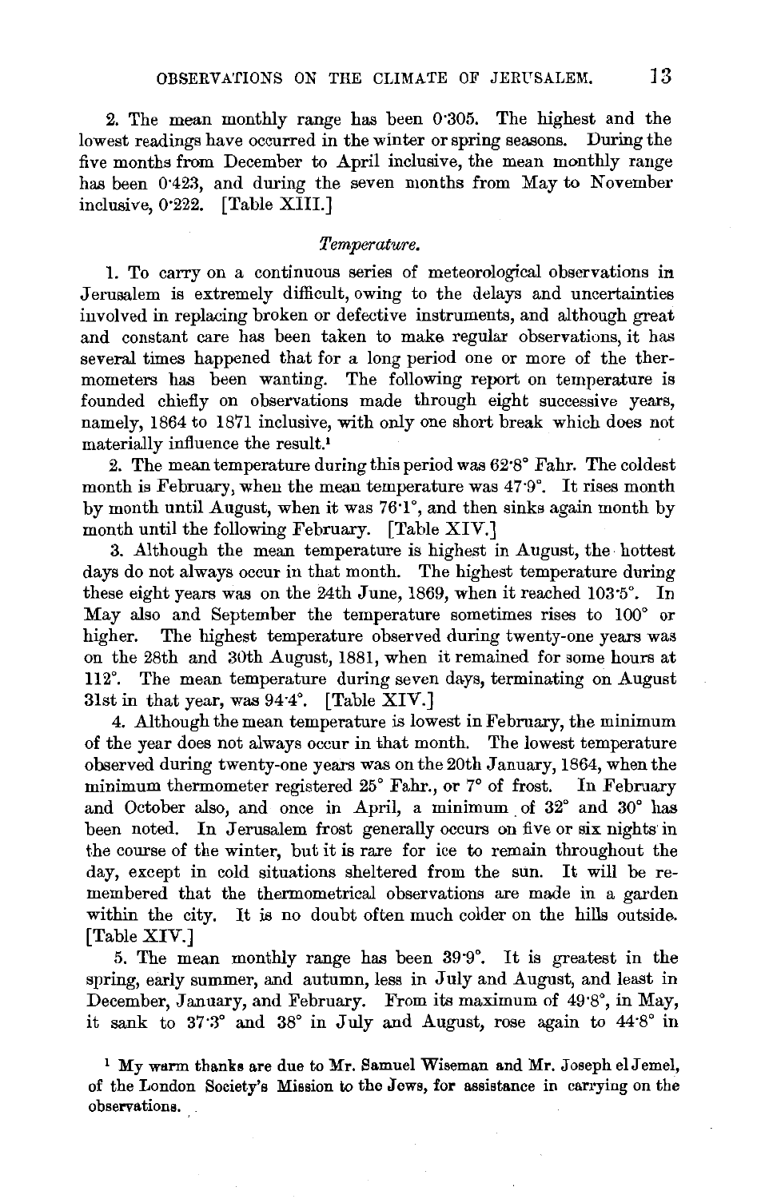2. The mean monthly range has been 0·305. The highest and the lowest readings have occurred in the winter or spring seasons. During the five months from December to April inclusive, the mean monthly range has been 0·423, and during the seven months from May to November inclusive, 0·222. [Table XIII.]

### *Temperature.*

1. To carry on a continuous series of meteorological observations in Jerusalem is extremely difficult, owing to the delays and uncertainties involved in replacing broken or defective instruments, and although great and constant care has been taken to make regular observations, it has several times happened that for a long period one or more of the thermometers has been wanting. The following report on temperature is founded chiefly on observations made through eight successive years, namely, 1864 to 1871 inclusive, with only one short break which does not materially influence the result.[1]

2. The mean temperature during this period was 62·8° Fahr. The coldest month is February, when the mean temperature was 47·9°. It rises month by month until August, when it was 76·1°, and then sinks again month by month until the following February. [Table XIV.]

3. Although the mean temperature is highest in August, the hottest days do not always occur in that month. The highest temperature during these eight years was on the 24th June, 1869, when it reached 103·5°. In May also and September the temperature sometimes rises to 100° or higher. The highest temperature observed during twenty-one years was on the 28th and 30th August, 1881, when it remained for some hours at 112°. The mean temperature during seven days, terminating on August 31st in that year, was 94·4°. [Table XIV.]

4. Although the mean temperature is lowest in February, the minimum of the year does not always occur in that month. The lowest temperature observed during twenty-one years was on the 20th January, 1864, when the minimum thermometer registered 25° Fahr., or 7° of frost. In February and October also, and once in April, a minimum of 32° and 30° has been noted. In Jerusalem frost generally occurs on five or six nights in the course of the winter, but it is rare for ice to remain throughout the day, except in cold situations sheltered from the sun. It will be remembered that the thermometrical observations are made in a garden within the city. It is no doubt often much colder on the hills outside. [Table XIV.]

5. The mean monthly range has been 39·9°. It is greatest in the spring, early summer, and autumn, less in July and August, and least in December, January, and February. From its maximum of 49·8°, in May, it sank to 37·3° and 38° in July and August, rose again to 44·8° in

[1] My warm thanks are due to Mr. Samuel Wiseman and Mr. Joseph el Jemel, of the London Society's Mission to the Jews, for assistance in carrying on the observations.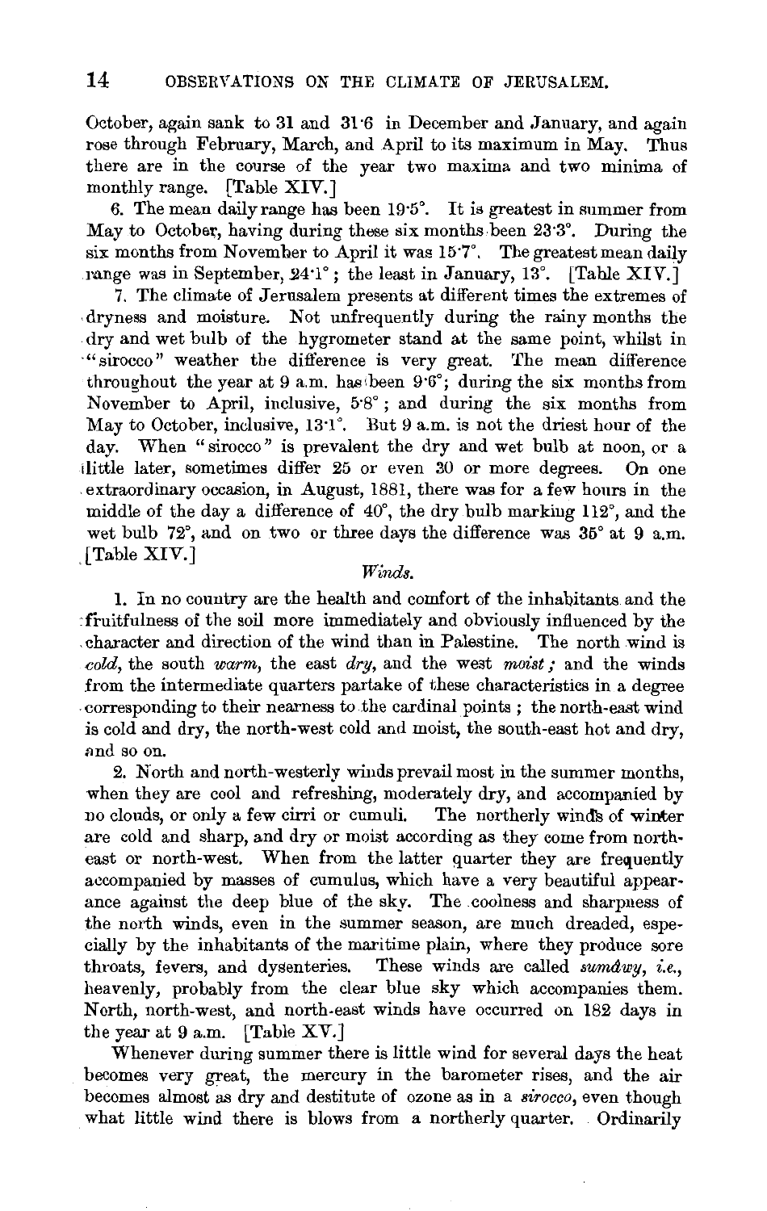October, again sank to 31 and 31·6 in December and January, and again rose through February, March, and April to its maximum in May. Thus there are in the course of the year two maxima and two minima of monthly range. [Table XIV.]

6. The mean daily range has been 19·5°. It is greatest in summer from May to October, having during these six months been 23·3°. During the six months from November to April it was 15·7°. The greatest mean daily range was in September, 24·1°; the least in January, 13°. [Table XIV.]

7. The climate of Jerusalem presents at different times the extremes of dryness and moisture. Not unfrequently during the rainy months the dry and wet bulb of the hygrometer stand at the same point, whilst in "sirocco" weather the difference is very great. The mean difference throughout the year at 9 a.m. has been 9·6°; during the six months from November to April, inclusive, 5·8°; and during the six months from May to October, inclusive, 13·1°. But 9 a.m. is not the driest hour of the day. When "sirocco" is prevalent the dry and wet bulb at noon, or a little later, sometimes differ 25 or even 30 or more degrees. On one extraordinary occasion, in August, 1881, there was for a few hours in the middle of the day a difference of 40°, the dry bulb marking 112°, and the wet bulb 72°, and on two or three days the difference was 35° at 9 a.m. [Table XIV.]

### *Winds.*

1. In no country are the health and comfort of the inhabitants and the fruitfulness of the soil more immediately and obviously influenced by the character and direction of the wind than in Palestine. The north wind is *cold*, the south *warm*, the east *dry*, and the west *moist*; and the winds from the intermediate quarters partake of these characteristics in a degree corresponding to their nearness to the cardinal points; the north-east wind is cold and dry, the north-west cold and moist, the south-east hot and dry, and so on.

2. North and north-westerly winds prevail most in the summer months, when they are cool and refreshing, moderately dry, and accompanied by no clouds, or only a few cirri or cumuli. The northerly winds of winter are cold and sharp, and dry or moist according as they come from north-east or north-west. When from the latter quarter they are frequently accompanied by masses of cumulus, which have a very beautiful appearance against the deep blue of the sky. The coolness and sharpness of the north winds, even in the summer season, are much dreaded, especially by the inhabitants of the maritime plain, where they produce sore throats, fevers, and dysenteries. These winds are called *sumâwy*, *i.e.*, heavenly, probably from the clear blue sky which accompanies them. North, north-west, and north-east winds have occurred on 182 days in the year at 9 a.m. [Table XV.]

Whenever during summer there is little wind for several days the heat becomes very great, the mercury in the barometer rises, and the air becomes almost as dry and destitute of ozone as in a *sirocco*, even though what little wind there is blows from a northerly quarter. Ordinarily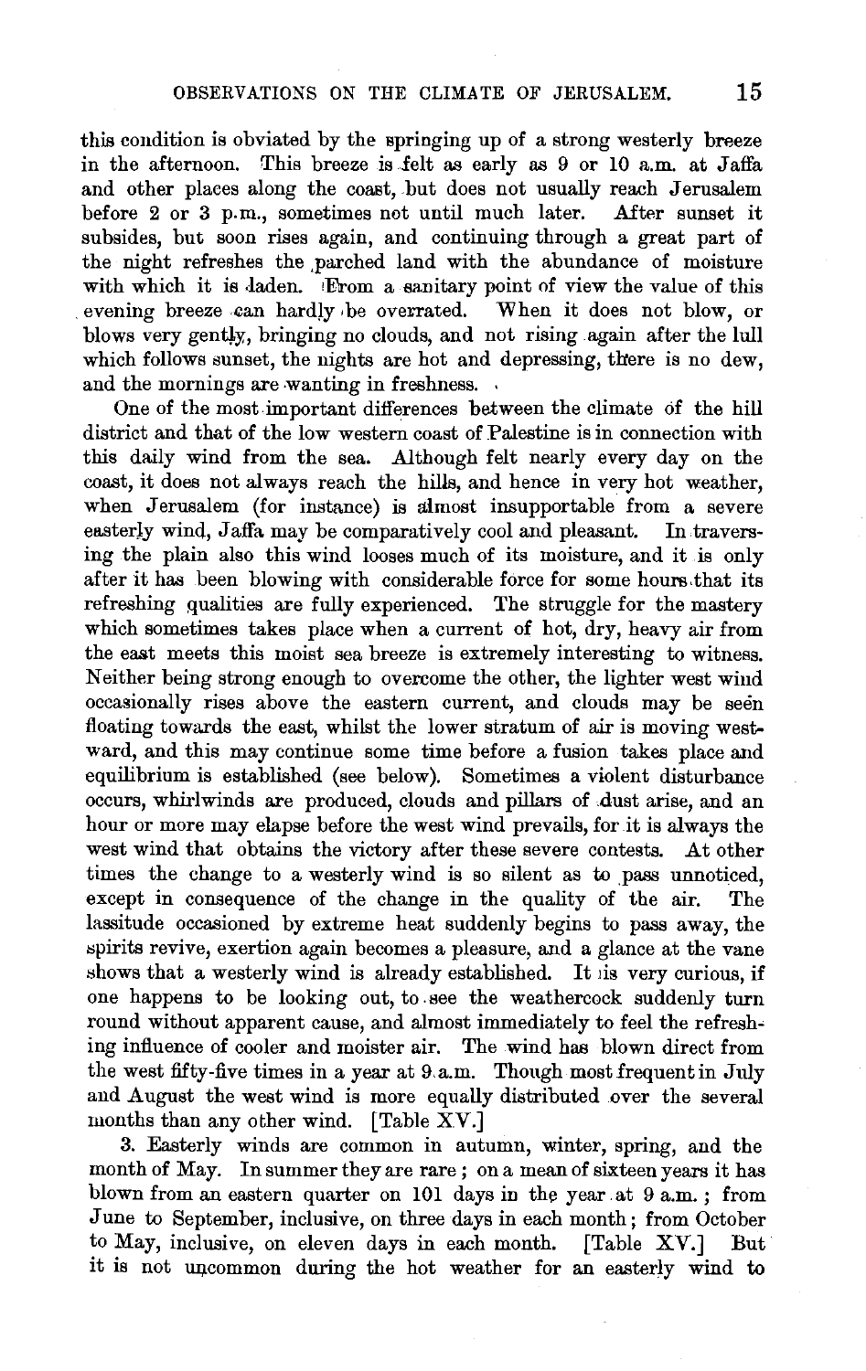this condition is obviated by the springing up of a strong westerly breeze in the afternoon. This breeze is felt as early as 9 or 10 a.m. at Jaffa and other places along the coast, but does not usually reach Jerusalem before 2 or 3 p.m., sometimes not until much later. After sunset it subsides, but soon rises again, and continuing through a great part of the night refreshes the parched land with the abundance of moisture with which it is laden. From a sanitary point of view the value of this evening breeze can hardly be overrated. When it does not blow, or blows very gently, bringing no clouds, and not rising again after the lull which follows sunset, the nights are hot and depressing, there is no dew, and the mornings are wanting in freshness.

One of the most important differences between the climate of the hill district and that of the low western coast of Palestine is in connection with this daily wind from the sea. Although felt nearly every day on the coast, it does not always reach the hills, and hence in very hot weather, when Jerusalem (for instance) is almost insupportable from a severe easterly wind, Jaffa may be comparatively cool and pleasant. In traversing the plain also this wind looses much of its moisture, and it is only after it has been blowing with considerable force for some hours that its refreshing qualities are fully experienced. The struggle for the mastery which sometimes takes place when a current of hot, dry, heavy air from the east meets this moist sea breeze is extremely interesting to witness. Neither being strong enough to overcome the other, the lighter west wind occasionally rises above the eastern current, and clouds may be seen floating towards the east, whilst the lower stratum of air is moving westward, and this may continue some time before a fusion takes place and equilibrium is established (see below). Sometimes a violent disturbance occurs, whirlwinds are produced, clouds and pillars of dust arise, and an hour or more may elapse before the west wind prevails, for it is always the west wind that obtains the victory after these severe contests. At other times the change to a westerly wind is so silent as to pass unnoticed, except in consequence of the change in the quality of the air. The lassitude occasioned by extreme heat suddenly begins to pass away, the spirits revive, exertion again becomes a pleasure, and a glance at the vane shows that a westerly wind is already established. It is very curious, if one happens to be looking out, to see the weathercock suddenly turn round without apparent cause, and almost immediately to feel the refreshing influence of cooler and moister air. The wind has blown direct from the west fifty-five times in a year at 9 a.m. Though most frequent in July and August the west wind is more equally distributed over the several months than any other wind. [Table XV.]

3. Easterly winds are common in autumn, winter, spring, and the month of May. In summer they are rare; on a mean of sixteen years it has blown from an eastern quarter on 101 days in the year at 9 a.m.; from June to September, inclusive, on three days in each month; from October to May, inclusive, on eleven days in each month. [Table XV.] But it is not uncommon during the hot weather for an easterly wind to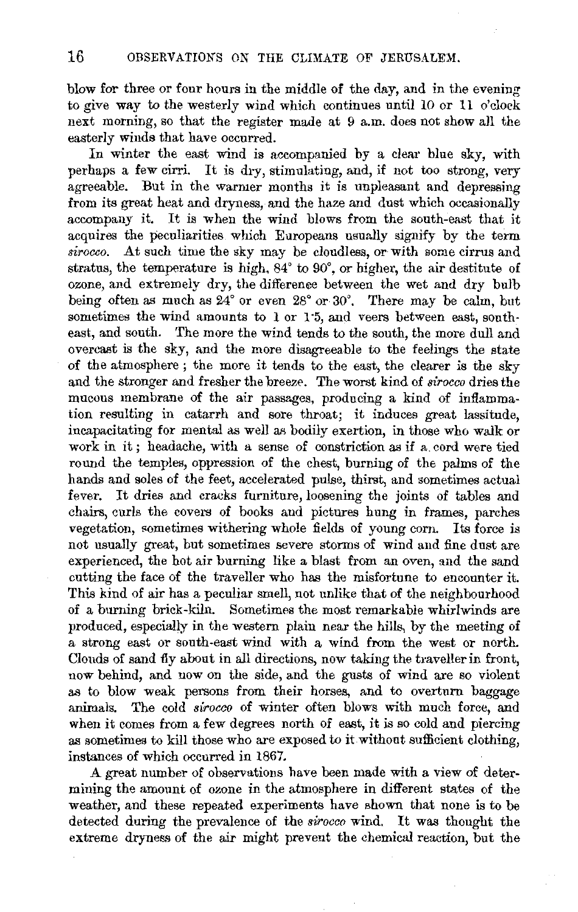blow for three or four hours in the middle of the day, and in the evening to give way to the westerly wind which continues until 10 or 11 o'clock next morning, so that the register made at 9 a.m. does not show all the easterly winds that have occurred.

In winter the east wind is accompanied by a clear blue sky, with perhaps a few cirri. It is dry, stimulating, and, if not too strong, very agreeable. But in the warmer months it is unpleasant and depressing from its great heat and dryness, and the haze and dust which occasionally accompany it. It is when the wind blows from the south-east that it acquires the peculiarities which Europeans usually signify by the term *sirocco*. At such time the sky may be cloudless, or with some cirrus and stratus, the temperature is high, 84° to 90°, or higher, the air destitute of ozone, and extremely dry, the difference between the wet and dry bulb being often as much as 24° or even 28° or 30°. There may be calm, but sometimes the wind amounts to 1 or 1·5, and veers between east, south-east, and south. The more the wind tends to the south, the more dull and overcast is the sky, and the more disagreeable to the feelings the state of the atmosphere; the more it tends to the east, the clearer is the sky and the stronger and fresher the breeze. The worst kind of *sirocco* dries the mucous membrane of the air passages, producing a kind of inflammation resulting in catarrh and sore throat; it induces great lassitude, incapacitating for mental as well as bodily exertion, in those who walk or work in it; headache, with a sense of constriction as if a cord were tied round the temples, oppression of the chest, burning of the palms of the hands and soles of the feet, accelerated pulse, thirst, and sometimes actual fever. It dries and cracks furniture, loosening the joints of tables and chairs, curls the covers of books and pictures hung in frames, parches vegetation, sometimes withering whole fields of young corn. Its force is not usually great, but sometimes severe storms of wind and fine dust are experienced, the hot air burning like a blast from an oven, and the sand cutting the face of the traveller who has the misfortune to encounter it. This kind of air has a peculiar smell, not unlike that of the neighbourhood of a burning brick-kiln. Sometimes the most remarkable whirlwinds are produced, especially in the western plain near the hills, by the meeting of a strong east or south-east wind with a wind from the west or north. Clouds of sand fly about in all directions, now taking the traveller in front, now behind, and now on the side, and the gusts of wind are so violent as to blow weak persons from their horses, and to overturn baggage animals. The cold *sirocco* of winter often blows with much force, and when it comes from a few degrees north of east, it is so cold and piercing as sometimes to kill those who are exposed to it without sufficient clothing, instances of which occurred in 1867.

A great number of observations have been made with a view of determining the amount of ozone in the atmosphere in different states of the weather, and these repeated experiments have shown that none is to be detected during the prevalence of the *sirocco* wind. It was thought the extreme dryness of the air might prevent the chemical reaction, but the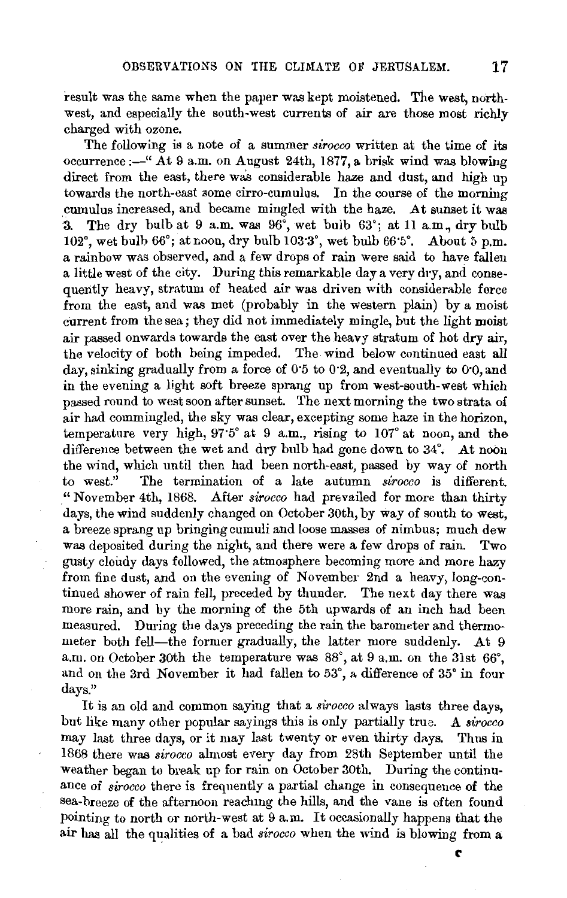result was the same when the paper was kept moistened. The west, north-west, and especially the south-west currents of air are those most richly charged with ozone.

The following is a note of a summer *sirocco* written at the time of its occurrence:—" At 9 a.m. on August 24th, 1877, a brisk wind was blowing direct from the east, there was considerable haze and dust, and high up towards the north-east some cirro-cumulus. In the course of the morning cumulus increased, and became mingled with the haze. At sunset it was 3. The dry bulb at 9 a.m. was 96°, wet bulb 63°; at 11 a.m., dry bulb 102°, wet bulb 66°; at noon, dry bulb 103·3°, wet bulb 66·5°. About 5 p.m. a rainbow was observed, and a few drops of rain were said to have fallen a little west of the city. During this remarkable day a very dry, and consequently heavy, stratum of heated air was driven with considerable force from the east, and was met (probably in the western plain) by a moist current from the sea; they did not immediately mingle, but the light moist air passed onwards towards the east over the heavy stratum of hot dry air, the velocity of both being impeded. The wind below continued east all day, sinking gradually from a force of 0·5 to 0·2, and eventually to 0·0, and in the evening a light soft breeze sprang up from west-south-west which passed round to west soon after sunset. The next morning the two strata of air had commingled, the sky was clear, excepting some haze in the horizon, temperature very high, 97·5° at 9 a.m., rising to 107° at noon, and the difference between the wet and dry bulb had gone down to 34°. At noon the wind, which until then had been north-east, passed by way of north to west." The termination of a late autumn *sirocco* is different. " November 4th, 1868. After *sirocco* had prevailed for more than thirty days, the wind suddenly changed on October 30th, by way of south to west, a breeze sprang up bringing cumuli and loose masses of nimbus; much dew was deposited during the night, and there were a few drops of rain. Two gusty cloudy days followed, the atmosphere becoming more and more hazy from fine dust, and on the evening of November 2nd a heavy, long-continued shower of rain fell, preceded by thunder. The next day there was more rain, and by the morning of the 5th upwards of an inch had been measured. During the days preceding the rain the barometer and thermometer both fell—the former gradually, the latter more suddenly. At 9 a.m. on October 30th the temperature was 88°, at 9 a.m. on the 31st 66°, and on the 3rd November it had fallen to 53°, a difference of 35° in four days."

It is an old and common saying that a *sirocco* always lasts three days, but like many other popular sayings this is only partially true. A *sirocco* may last three days, or it may last twenty or even thirty days. Thus in 1868 there was *sirocco* almost every day from 28th September until the weather began to break up for rain on October 30th. During the continuance of *sirocco* there is frequently a partial change in consequence of the sea-breeze of the afternoon reaching the hills, and the vane is often found pointing to north or north-west at 9 a.m. It occasionally happens that the air has all the qualities of a bad *sirocco* when the wind is blowing from a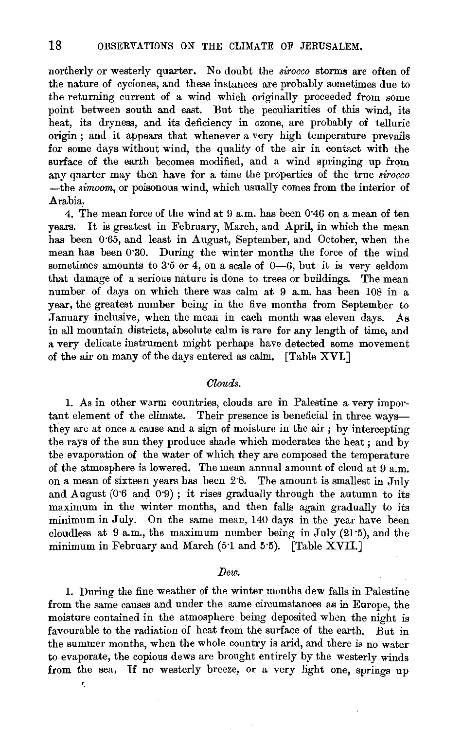northerly or westerly quarter. No doubt the *sirocco* storms are often of the nature of cyclones, and these instances are probably sometimes due to the returning current of a wind which originally proceeded from some point between south and east. But the peculiarities of this wind, its heat, its dryness, and its deficiency in ozone, are probably of telluric origin; and it appears that whenever a very high temperature prevails for some days without wind, the quality of the air in contact with the surface of the earth becomes modified, and a wind springing up from any quarter may then have for a time the properties of the true *sirocco* —the *simoom*, or poisonous wind, which usually comes from the interior of Arabia.

4. The mean force of the wind at 9 a.m. has been 0·46 on a mean of ten years. It is greatest in February, March, and April, in which the mean has been 0·65, and least in August, September, and October, when the mean has been 0·30. During the winter months the force of the wind sometimes amounts to 3·5 or 4, on a scale of 0—6, but it is very seldom that damage of a serious nature is done to trees or buildings. The mean number of days on which there was calm at 9 a.m. has been 108 in a year, the greatest number being in the five months from September to January inclusive, when the mean in each month was eleven days. As in all mountain districts, absolute calm is rare for any length of time, and a very delicate instrument might perhaps have detected some movement of the air on many of the days entered as calm. [Table XVI.]

### *Clouds.*

1. As in other warm countries, clouds are in Palestine a very important element of the climate. Their presence is beneficial in three ways— they are at once a cause and a sign of moisture in the air; by intercepting the rays of the sun they produce shade which moderates the heat; and by the evaporation of the water of which they are composed the temperature of the atmosphere is lowered. The mean annual amount of cloud at 9 a.m. on a mean of sixteen years has been 2·8. The amount is smallest in July and August (0·6 and 0·9); it rises gradually through the autumn to its maximum in the winter months, and then falls again gradually to its minimum in July. On the same mean, 140 days in the year have been cloudless at 9 a.m., the maximum number being in July (21·5), and the minimum in February and March (5·1 and 5·5). [Table XVII.]

### *Dew.*

1. During the fine weather of the winter months dew falls in Palestine from the same causes and under the same circumstances as in Europe, the moisture contained in the atmosphere being deposited when the night is favourable to the radiation of heat from the surface of the earth. But in the summer months, when the whole country is arid, and there is no water to evaporate, the copious dews are brought entirely by the westerly winds from the sea. If no westerly breeze, or a very light one, springs up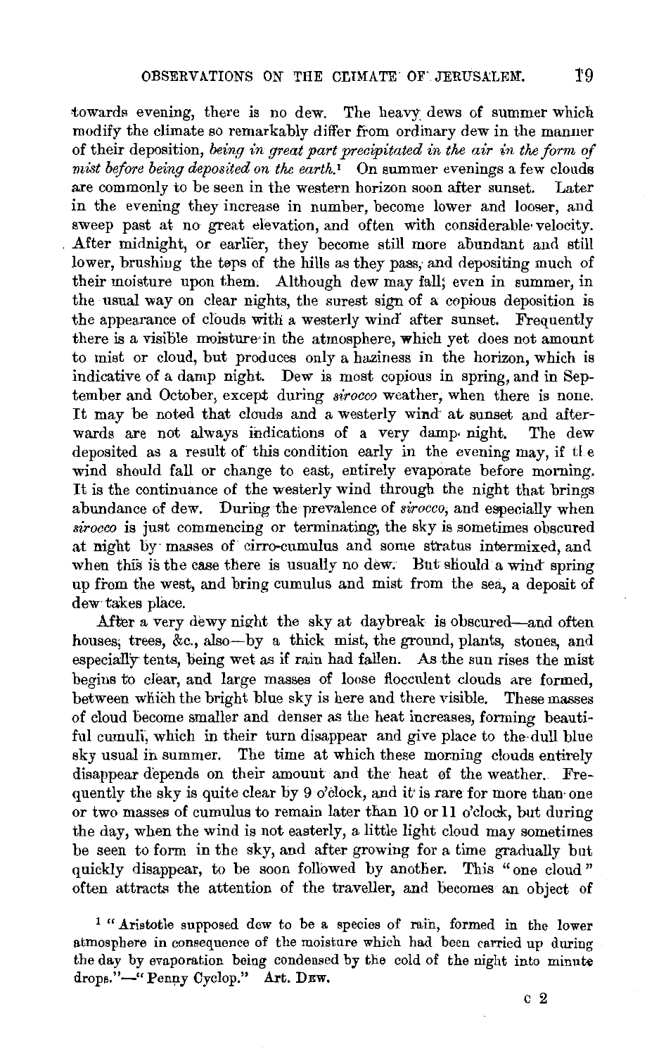towards evening, there is no dew. The heavy dews of summer which modify the climate so remarkably differ from ordinary dew in the manner of their deposition, *being in great part precipitated in the air in the form of mist before being deposited on the earth.*[1] On summer evenings a few clouds are commonly to be seen in the western horizon soon after sunset. Later in the evening they increase in number, become lower and looser, and sweep past at no great elevation, and often with considerable velocity. After midnight, or earlier, they become still more abundant and still lower, brushing the tops of the hills as they pass, and depositing much of their moisture upon them. Although dew may fall, even in summer, in the usual way on clear nights, the surest sign of a copious deposition is the appearance of clouds with a westerly wind after sunset. Frequently there is a visible moisture in the atmosphere, which yet does not amount to mist or cloud, but produces only a haziness in the horizon, which is indicative of a damp night. Dew is most copious in spring, and in September and October, except during *sirocco* weather, when there is none. It may be noted that clouds and a westerly wind at sunset and afterwards are not always indications of a very damp night. The dew deposited as a result of this condition early in the evening may, if the wind should fall or change to east, entirely evaporate before morning. It is the continuance of the westerly wind through the night that brings abundance of dew. During the prevalence of *sirocco*, and especially when *sirocco* is just commencing or terminating, the sky is sometimes obscured at night by masses of cirro-cumulus and some stratus intermixed, and when this is the case there is usually no dew. But should a wind spring up from the west, and bring cumulus and mist from the sea, a deposit of dew takes place.

After a very dewy night the sky at daybreak is obscured—and often houses, trees, &c., also—by a thick mist, the ground, plants, stones, and especially tents, being wet as if rain had fallen. As the sun rises the mist begins to clear, and large masses of loose flocculent clouds are formed, between which the bright blue sky is here and there visible. These masses of cloud become smaller and denser as the heat increases, forming beautiful cumuli, which in their turn disappear and give place to the dull blue sky usual in summer. The time at which these morning clouds entirely disappear depends on their amount and the heat of the weather. Frequently the sky is quite clear by 9 o'clock, and it is rare for more than one or two masses of cumulus to remain later than 10 or 11 o'clock, but during the day, when the wind is not easterly, a little light cloud may sometimes be seen to form in the sky, and after growing for a time gradually but quickly disappear, to be soon followed by another. This "one cloud" often attracts the attention of the traveller, and becomes an object of

[1] "Aristotle supposed dew to be a species of rain, formed in the lower atmosphere in consequence of the moisture which had been carried up during the day by evaporation being condensed by the cold of the night into minute drops."—"Penny Cyclop." Art. DEW.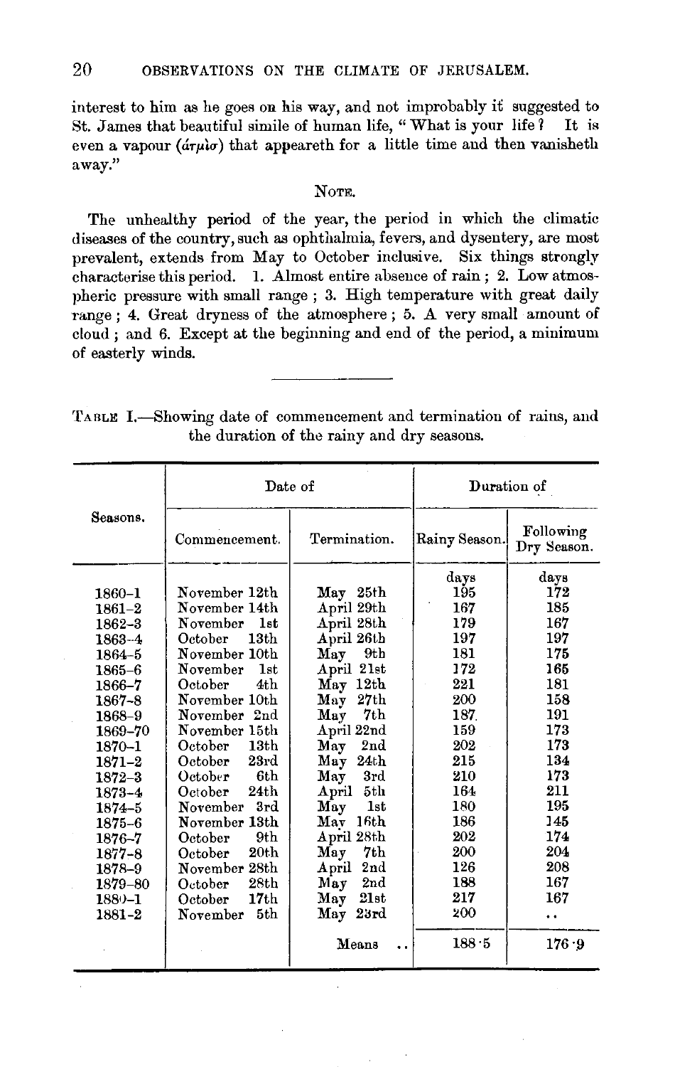interest to him as he goes on his way, and not improbably it suggested to St. James that beautiful simile of human life, "What is your life? It is even a vapour (ἀτμὶσ) that appeareth for a little time and then vanisheth away."

NOTE.

The unhealthy period of the year, the period in which the climatic diseases of the country, such as ophthalmia, fevers, and dysentery, are most prevalent, extends from May to October inclusive. Six things strongly characterise this period. 1. Almost entire absence of rain; 2. Low atmospheric pressure with small range; 3. High temperature with great daily range; 4. Great dryness of the atmosphere; 5. A very small amount of cloud; and 6. Except at the beginning and end of the period, a minimum of easterly winds.

TABLE I.—Showing date of commencement and termination of rains, and the duration of the rainy and dry seasons.

| Seasons. | Date of | | Duration of | |
|---|---|---|---|---|
| | Commencement. | Termination. | Rainy Season. | Following Dry Season. |
| | | | days | days |
| 1860–1 | November 12th | May 25th | 195 | 172 |
| 1861–2 | November 14th | April 29th | 167 | 185 |
| 1862–3 | November 1st | April 28th | 179 | 167 |
| 1863–4 | October 13th | April 26th | 197 | 197 |
| 1864–5 | November 10th | May 9th | 181 | 175 |
| 1865–6 | November 1st | April 21st | 172 | 165 |
| 1866–7 | October 4th | May 12th | 221 | 181 |
| 1867–8 | November 10th | May 27th | 200 | 158 |
| 1868–9 | November 2nd | May 7th | 187 | 191 |
| 1869–70 | November 15th | April 22nd | 159 | 173 |
| 1870–1 | October 13th | May 2nd | 202 | 173 |
| 1871–2 | October 23rd | May 24th | 215 | 134 |
| 1872–3 | October 6th | May 3rd | 210 | 173 |
| 1873–4 | October 24th | April 5th | 164 | 211 |
| 1874–5 | November 3rd | May 1st | 180 | 195 |
| 1875–6 | November 13th | May 16th | 186 | 145 |
| 1876–7 | October 9th | April 28th | 202 | 174 |
| 1877–8 | October 20th | May 7th | 200 | 204 |
| 1878–9 | November 28th | April 2nd | 126 | 208 |
| 1879–80 | October 28th | May 2nd | 188 | 167 |
| 1880–1 | October 17th | May 21st | 217 | 167 |
| 1881–2 | November 5th | May 23rd | 200 | .. |
| | | Means .. | 188·5 | 176·9 |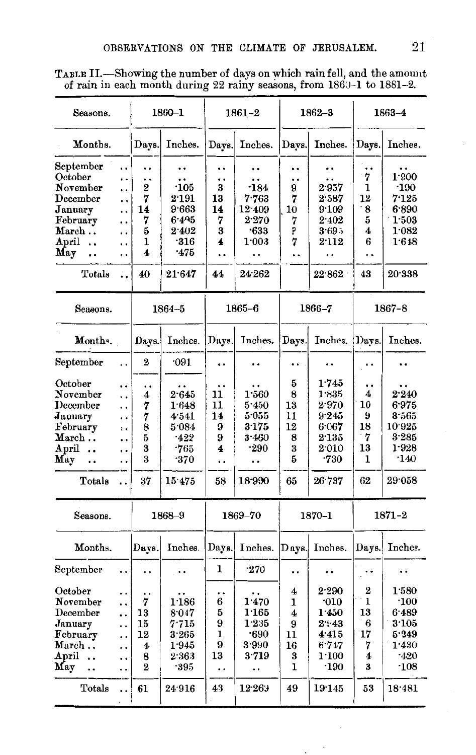TABLE II.—Showing the number of days on which rain fell, and the amount of rain in each month during 22 rainy seasons, from 1860-1 to 1881-2.

| Seasons. | 1860–1 | | 1861–2 | | 1862–3 | | 1863–4 | |
|---|---|---|---|---|---|---|---|---|
| Months. | Days. | Inches. | Days. | Inches. | Days. | Inches. | Days. | Inches. |
| September .. | .. | .. | .. | .. | .. | .. | .. | .. |
| October .. | .. | .. | .. | .. | .. | .. | 7 | 1·900 |
| November .. | 2 | ·105 | 3 | ·184 | 9 | 2·957 | 1 | ·190 |
| December .. | 7 | 2·191 | 13 | 7·763 | 7 | 2·587 | 12 | 7·125 |
| January .. | 14 | 9·663 | 14 | 12·409 | 10 | 9·109 | 8 | 6·890 |
| February .. | 7 | 6·495 | 7 | 2·270 | 7 | 2·402 | 5 | 1·503 |
| March .. .. | 5 | 2·402 | 3 | ·633 | ? | 3·695 | 4 | 1·082 |
| April .. .. | 1 | ·316 | 4 | 1·003 | 7 | 2·112 | 6 | 1·648 |
| May .. .. | 4 | ·475 | .. | .. | .. | .. | .. | |
| Totals .. | 40 | 21·647 | 44 | 24·262 | | 22·862 | 43 | 20·338 |

| Seasons. | 1864–5 | | 1865–6 | | 1866–7 | | 1867–8 | |
|---|---|---|---|---|---|---|---|---|
| Months. | Days. | Inches. | Days. | Inches. | Days. | Inches. | Days. | Inches. |
| September .. | 2 | ·091 | .. | .. | .. | .. | .. | .. |
| October .. | .. | .. | .. | .. | 5 | 1·745 | .. | .. |
| November .. | 4 | 2·645 | 11 | 1·560 | 8 | 1·835 | 4 | 2·240 |
| December .. | 7 | 1·648 | 11 | 5·450 | 13 | 2·970 | 10 | 6·975 |
| January .. | 7 | 4·541 | 14 | 5·055 | 11 | 9·245 | 9 | 3·565 |
| February .. | 8 | 5·084 | 9 | 3·175 | 12 | 6·067 | 18 | 10·925 |
| March .. .. | 5 | ·422 | 9 | 3·460 | 8 | 2·135 | 7 | 3·285 |
| April .. .. | 3 | ·765 | 4 | ·290 | 3 | 2·010 | 13 | 1·928 |
| May .. .. | 3 | ·370 | .. | .. | 5 | ·730 | 1 | ·140 |
| Totals .. | 37 | 15·475 | 58 | 18·990 | 65 | 26·737 | 62 | 29·058 |

| Seasons. | 1868–9 | | 1869–70 | | 1870–1 | | 1871–2 | |
|---|---|---|---|---|---|---|---|---|
| Months. | Days. | Inches. | Days. | Inches. | Days. | Inches. | Days. | Inches. |
| September .. | .. | .. | 1 | ·270 | .. | .. | .. | .. |
| October .. | .. | .. | .. | .. | 4 | 2·290 | 2 | 1·580 |
| November .. | 7 | 1·186 | 6 | 1·470 | 1 | ·010 | 1 | ·100 |
| December .. | 13 | 8·047 | 5 | 1·165 | 4 | 1·450 | 13 | 6·489 |
| January .. | 15 | 7·715 | 9 | 1·235 | 9 | 2·943 | 6 | 3·105 |
| February .. | 12 | 3·265 | 1 | ·690 | 11 | 4·415 | 17 | 5·249 |
| March .. .. | 4 | 1·945 | 9 | 3·990 | 16 | 6·747 | 7 | 1·430 |
| April .. .. | 8 | 2·363 | 13 | 3·719 | 3 | 1·100 | 4 | ·420 |
| May .. .. | 2 | ·395 | .. | .. | 1 | ·190 | 3 | ·108 |
| Totals .. | 61 | 24·916 | 43 | 12·269 | 49 | 19·145 | 53 | 18·481 |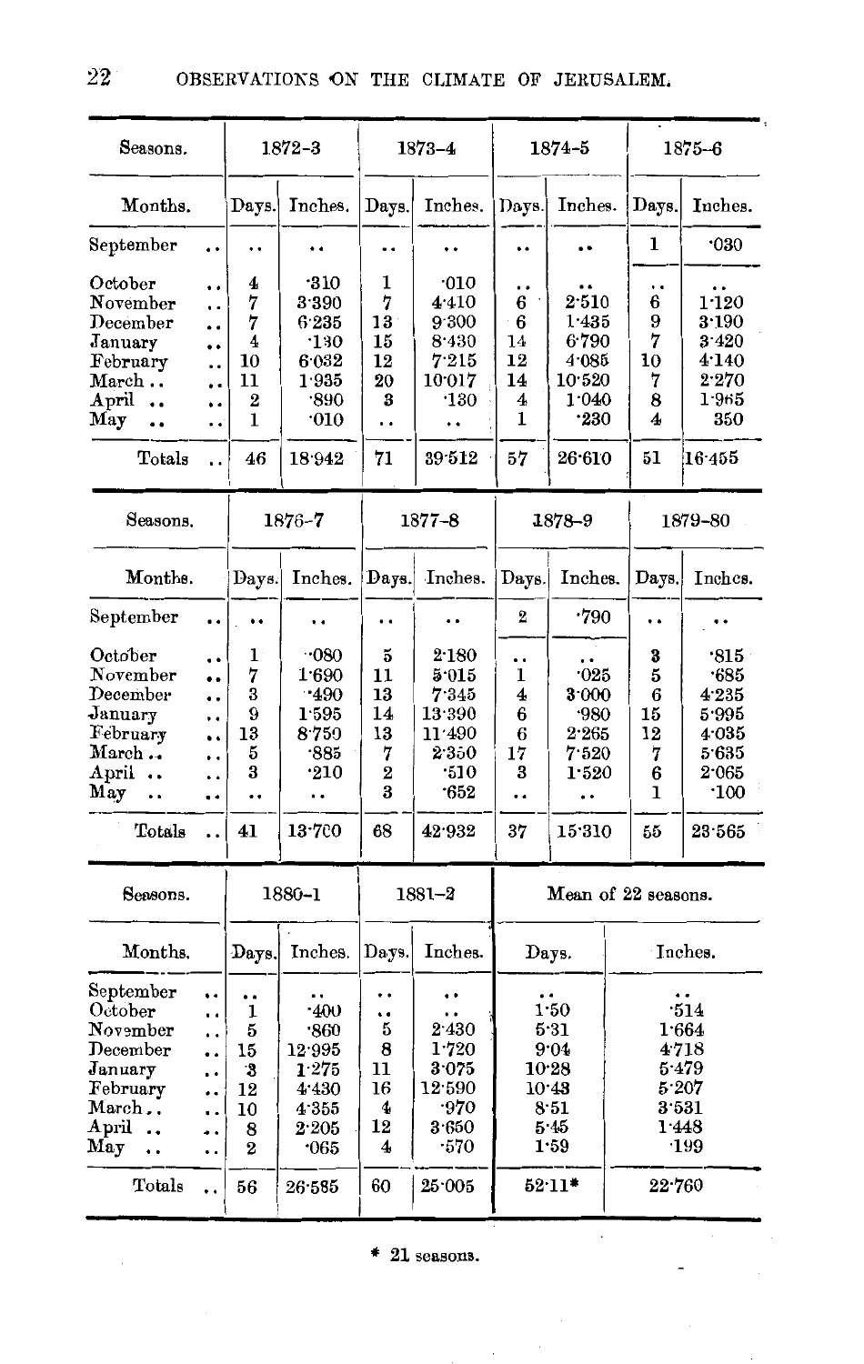| Seasons. | 1872–3 | | 1873–4 | | 1874–5 | | 1875–6 | |
|---|---|---|---|---|---|---|---|---|
| Months. | Days. | Inches. | Days. | Inches. | Days. | Inches. | Days. | Inches. |
| September .. | .. | .. | .. | .. | .. | .. | 1 | ·030 |
| October .. | 4 | ·310 | 1 | ·010 | .. | .. | .. | .. |
| November .. | 7 | 3·390 | 7 | 4·410 | 6 | 2·510 | 6 | 1·120 |
| December .. | 7 | 6·235 | 13 | 9·300 | 6 | 1·435 | 9 | 3·190 |
| January .. | 4 | ·130 | 15 | 8·430 | 14 | 6·790 | 7 | 3·420 |
| February .. | 10 | 6·032 | 12 | 7·215 | 12 | 4·085 | 10 | 4·140 |
| March .. .. | 11 | 1·935 | 20 | 10·017 | 14 | 10·520 | 7 | 2·270 |
| April .. .. | 2 | ·890 | 3 | ·130 | 4 | 1·040 | 8 | 1·965 |
| May .. .. | 1 | ·010 | .. | .. | 1 | ·230 | 4 | 350 |
| Totals .. | 46 | 18·942 | 71 | 39·512 | 57 | 26·610 | 51 | 16·455 |

| Seasons. | 1876–7 | | 1877–8 | | 1878–9 | | 1879–80 | |
|---|---|---|---|---|---|---|---|---|
| Months. | Days. | Inches. | Days. | Inches. | Days. | Inches. | Days. | Inches. |
| September .. | .. | .. | .. | .. | 2 | ·790 | .. | .. |
| October .. | 1 | ·080 | 5 | 2·180 | .. | .. | 3 | ·815 |
| November .. | 7 | 1·690 | 11 | 5·015 | 1 | ·025 | 5 | ·685 |
| December .. | 3 | ·490 | 13 | 7·345 | 4 | 3·000 | 6 | 4·235 |
| January .. | 9 | 1·595 | 14 | 13·390 | 6 | ·980 | 15 | 5·995 |
| February .. | 13 | 8·759 | 13 | 11·490 | 6 | 2·265 | 12 | 4·035 |
| March .. .. | 5 | ·885 | 7 | 2·350 | 17 | 7·520 | 7 | 5·635 |
| April .. .. | 3 | ·210 | 2 | ·510 | 3 | 1·520 | 6 | 2·065 |
| May .. .. | .. | .. | 3 | ·652 | .. | .. | 1 | ·100 |
| Totals .. | 41 | 13·700 | 68 | 42·932 | 37 | 15·310 | 55 | 23·565 |

| Seasons. | 1880–1 | | 1881–2 | | Mean of 22 seasons. | |
|---|---|---|---|---|---|---|
| Months. | Days. | Inches. | Days. | Inches. | Days. | Inches. |
| September .. | .. | .. | .. | .. | .. | .. |
| October .. | 1 | ·400 | .. | .. | 1·50 | ·514 |
| November .. | 5 | ·860 | 5 | 2·430 | 5·31 | 1·664 |
| December .. | 15 | 12·995 | 8 | 1·720 | 9·04 | 4·718 |
| January .. | 3 | 1·275 | 11 | 3·075 | 10·28 | 5·479 |
| February .. | 12 | 4·430 | 16 | 12·590 | 10·43 | 5·207 |
| March .. .. | 10 | 4·355 | 4 | ·970 | 8·51 | 3·531 |
| April .. .. | 8 | 2·205 | 12 | 3·650 | 5·45 | 1·448 |
| May .. .. | 2 | ·065 | 4 | ·570 | 1·59 | ·199 |
| Totals .. | 56 | 26·585 | 60 | 25·005 | 52·11* | 22·760 |

\* 21 seasons.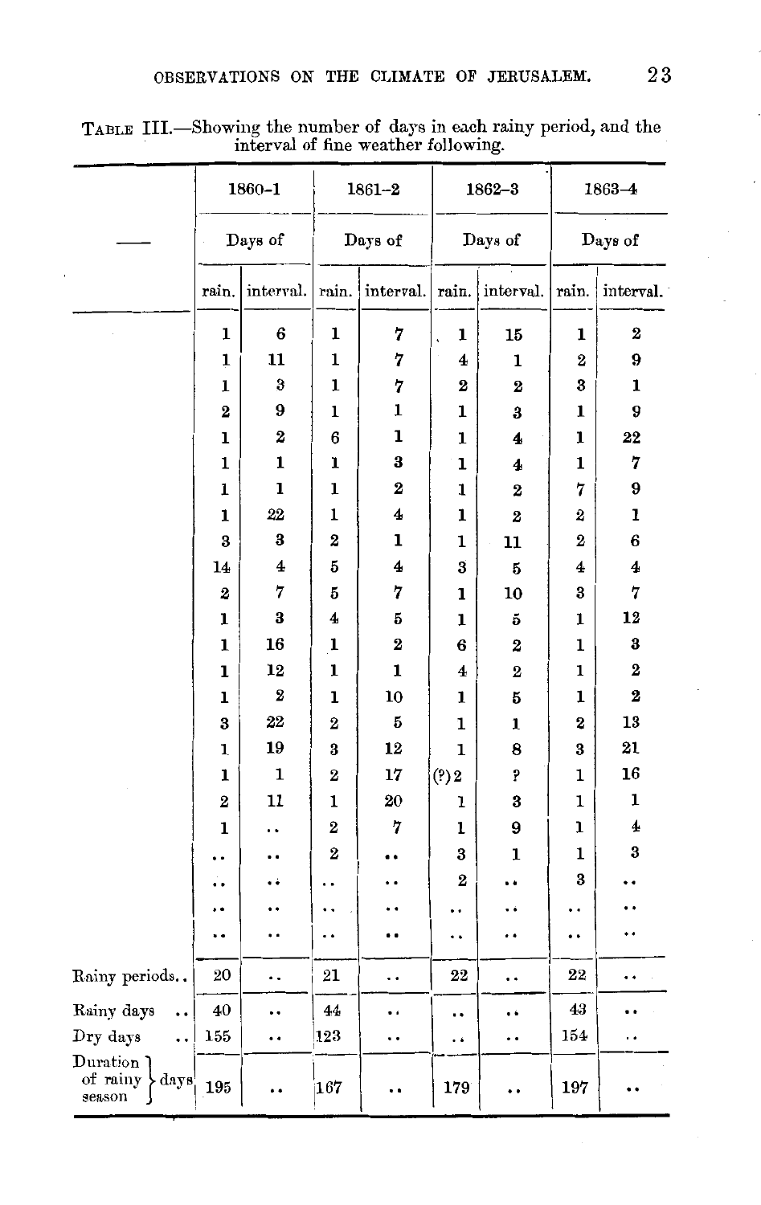TABLE III.—Showing the number of days in each rainy period, and the interval of fine weather following.

| | 1860–1 | | 1861–2 | | 1862–3 | | 1863–4 | |
|---|---|---|---|---|---|---|---|---|
| | Days of | | Days of | | Days of | | Days of | |
| | rain. | interval. | rain. | interval. | rain. | interval. | rain. | interval. |
| | 1 | 6 | 1 | 7 | 1 | 15 | 1 | 2 |
| | 1 | 11 | 1 | 7 | 4 | 1 | 2 | 9 |
| | 1 | 3 | 1 | 7 | 2 | 2 | 3 | 1 |
| | 2 | 9 | 1 | 1 | 1 | 3 | 1 | 9 |
| | 1 | 2 | 6 | 1 | 1 | 4 | 1 | 22 |
| | 1 | 1 | 1 | 3 | 1 | 4 | 1 | 7 |
| | 1 | 1 | 1 | 2 | 1 | 2 | 7 | 9 |
| | 1 | 22 | 1 | 4 | 1 | 2 | 2 | 1 |
| | 3 | 3 | 2 | 1 | 1 | 11 | 2 | 6 |
| | 14 | 4 | 5 | 4 | 3 | 5 | 4 | 4 |
| | 2 | 7 | 5 | 7 | 1 | 10 | 3 | 7 |
| | 1 | 3 | 4 | 5 | 1 | 5 | 1 | 12 |
| | 1 | 16 | 1 | 2 | 6 | 2 | 1 | 3 |
| | 1 | 12 | 1 | 1 | 4 | 2 | 1 | 2 |
| | 1 | 2 | 1 | 10 | 1 | 5 | 1 | 2 |
| | 3 | 22 | 2 | 5 | 1 | 1 | 2 | 13 |
| | 1 | 19 | 3 | 12 | 1 | 8 | 3 | 21 |
| | 1 | 1 | 2 | 17 | (?)2 | ? | 1 | 16 |
| | 2 | 11 | 1 | 20 | 1 | 3 | 1 | 1 |
| | 1 | .. | 2 | 7 | 1 | 9 | 1 | 4 |
| | .. | .. | 2 | .. | 3 | 1 | 1 | 3 |
| | .. | .. | .. | .. | 2 | .. | 3 | .. |
| | .. | .. | .. | .. | .. | .. | .. | .. |
| | .. | .. | .. | .. | .. | .. | .. | .. |
| Rainy periods.. | 20 | .. | 21 | .. | 22 | .. | 22 | .. |
| Rainy days .. | 40 | .. | 44 | .. | .. | .. | 43 | .. |
| Dry days .. | 155 | .. | 123 | .. | .. | .. | 154 | .. |
| Duration of rainy season } days | 195 | .. | 167 | .. | 179 | .. | 197 | .. |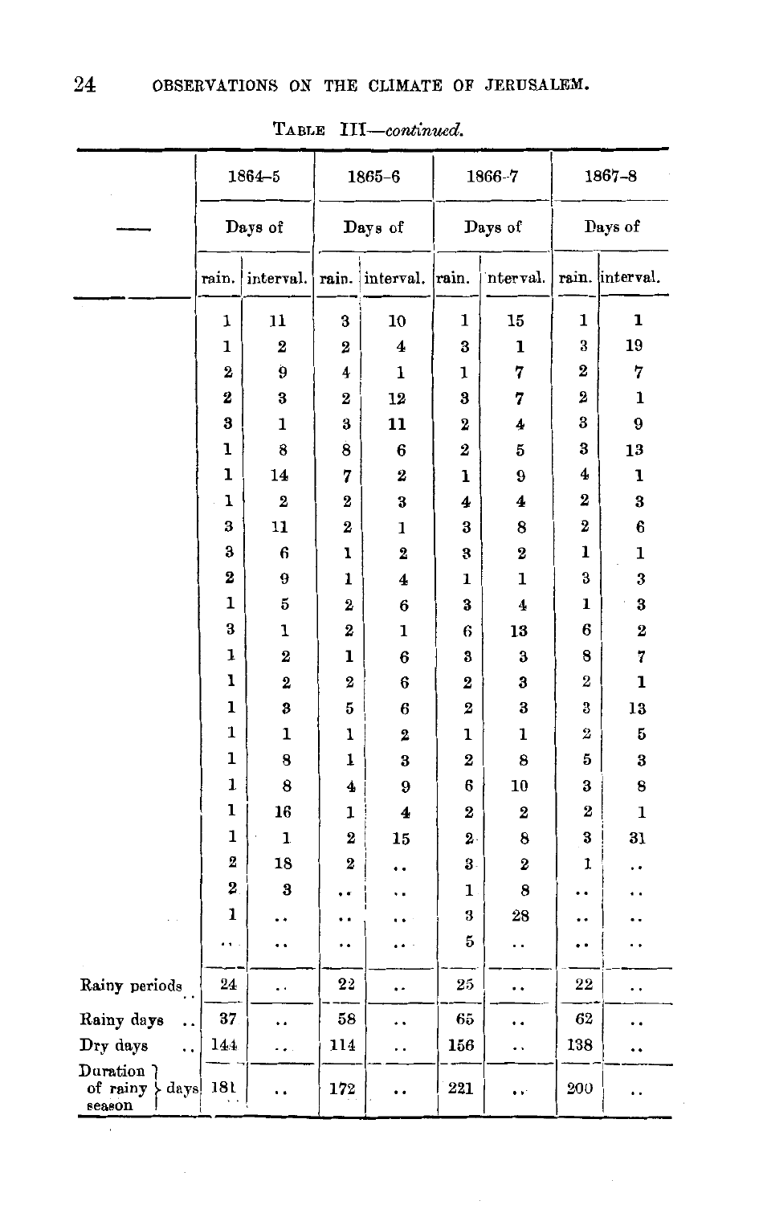TABLE III—*continued.*

| — | 1864–5 | | 1865–6 | | 1866–7 | | 1867–8 | |
|---|---|---|---|---|---|---|---|---|
| | Days of | | Days of | | Days of | | Days of | |
| | rain. | interval. | rain. | interval. | rain. | nterval. | rain. | interval. |
| | 1 | 11 | 3 | 10 | 1 | 15 | 1 | 1 |
| | 1 | 2 | 2 | 4 | 3 | 1 | 3 | 19 |
| | 2 | 9 | 4 | 1 | 1 | 7 | 2 | 7 |
| | 2 | 3 | 2 | 12 | 3 | 7 | 2 | 1 |
| | 3 | 1 | 3 | 11 | 2 | 4 | 3 | 9 |
| | 1 | 8 | 8 | 6 | 2 | 5 | 3 | 13 |
| | 1 | 14 | 7 | 2 | 1 | 9 | 4 | 1 |
| | 1 | 2 | 2 | 3 | 4 | 4 | 2 | 3 |
| | 3 | 11 | 2 | 1 | 3 | 8 | 2 | 6 |
| | 3 | 6 | 1 | 2 | 3 | 2 | 1 | 1 |
| | 2 | 9 | 1 | 4 | 1 | 1 | 3 | 3 |
| | 1 | 5 | 2 | 6 | 3 | 4 | 1 | 3 |
| | 3 | 1 | 2 | 1 | 6 | 13 | 6 | 2 |
| | 1 | 2 | 1 | 6 | 3 | 3 | 8 | 7 |
| | 1 | 2 | 2 | 6 | 2 | 3 | 2 | 1 |
| | 1 | 3 | 5 | 6 | 2 | 3 | 3 | 13 |
| | 1 | 1 | 1 | 2 | 1 | 1 | 2 | 5 |
| | 1 | 8 | 1 | 3 | 2 | 8 | 5 | 3 |
| | 1 | 8 | 4 | 9 | 6 | 10 | 3 | 8 |
| | 1 | 16 | 1 | 4 | 2 | 2 | 2 | 1 |
| | 1 | 1 | 2 | 15 | 2 | 8 | 3 | 31 |
| | 2 | 18 | 2 | .. | 3 | 2 | 1 | .. |
| | 2 | 3 | .. | .. | 1 | 8 | .. | .. |
| | 1 | .. | .. | .. | 3 | 28 | .. | .. |
| | .. | .. | .. | .. | 5 | .. | .. | .. |
| Rainy periods .. | 24 | .. | 22 | .. | 25 | .. | 22 | .. |
| Rainy days .. | 37 | .. | 58 | .. | 65 | .. | 62 | .. |
| Dry days .. | 144 | .. | 114 | .. | 156 | .. | 138 | .. |
| Duration of rainy season } days | 181 | .. | 172 | .. | 221 | .. | 200 | .. |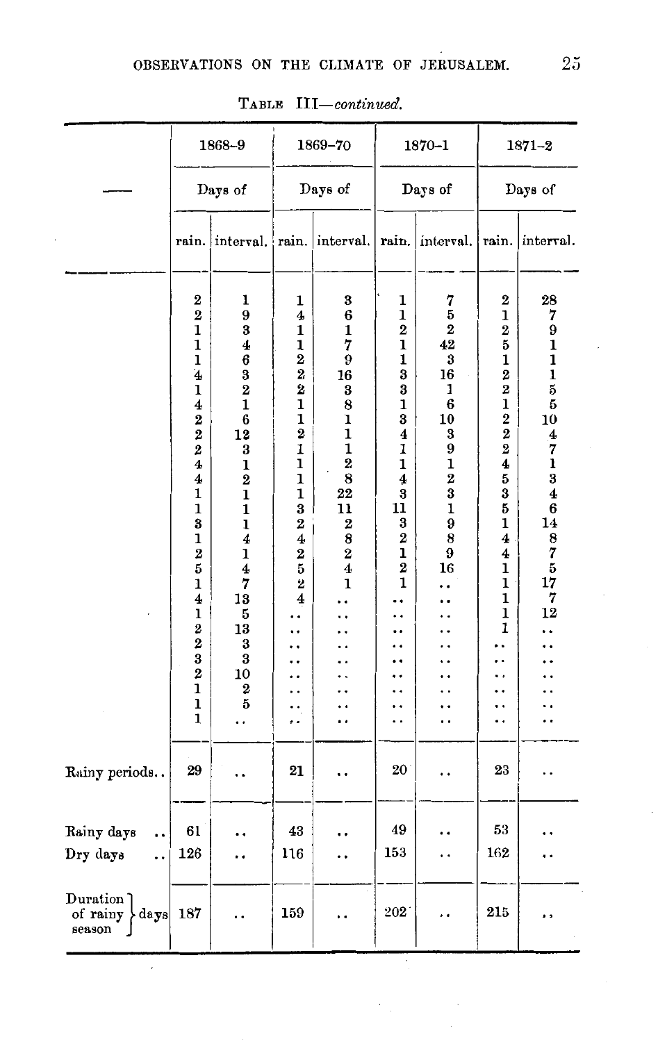TABLE III—*continued.*

| | 1868–9 | | 1869–70 | | 1870–1 | | 1871–2 | |
|---|---|---|---|---|---|---|---|---|
| — | Days of | | Days of | | Days of | | Days of | |
| | rain. | interval. | rain. | interval. | rain. | interval. | rain. | interval. |
| | 2 | 1 | 1 | 3 | 1 | 7 | 2 | 28 |
| | 2 | 9 | 4 | 6 | 1 | 5 | 1 | 7 |
| | 1 | 3 | 1 | 1 | 2 | 2 | 2 | 9 |
| | 1 | 4 | 1 | 7 | 1 | 42 | 5 | 1 |
| | 1 | 6 | 2 | 9 | 1 | 3 | 1 | 1 |
| | 4 | 3 | 2 | 16 | 3 | 16 | 2 | 1 |
| | 1 | 2 | 2 | 3 | 3 | 1 | 2 | 5 |
| | 4 | 1 | 1 | 8 | 1 | 6 | 1 | 5 |
| | 2 | 6 | 1 | 1 | 3 | 10 | 2 | 10 |
| | 2 | 12 | 2 | 1 | 4 | 3 | 2 | 4 |
| | 2 | 3 | 1 | 1 | 1 | 9 | 2 | 7 |
| | 4 | 1 | 1 | 2 | 1 | 1 | 4 | 1 |
| | 4 | 2 | 1 | 8 | 4 | 2 | 5 | 3 |
| | 1 | 1 | 1 | 22 | 3 | 3 | 3 | 4 |
| | 1 | 1 | 3 | 11 | 11 | 1 | 5 | 6 |
| | 3 | 1 | 2 | 2 | 3 | 9 | 1 | 14 |
| | 1 | 4 | 4 | 8 | 2 | 8 | 4 | 8 |
| | 2 | 1 | 2 | 2 | 1 | 9 | 4 | 7 |
| | 5 | 4 | 5 | 4 | 2 | 16 | 1 | 5 |
| | 1 | 7 | 2 | 1 | 1 | .. | 1 | 17 |
| | 4 | 13 | 4 | .. | .. | .. | 1 | 7 |
| | 1 | 5 | .. | .. | .. | .. | 1 | 12 |
| | 2 | 13 | .. | .. | .. | .. | 1 | .. |
| | 2 | 3 | .. | .. | .. | .. | .. | .. |
| | 3 | 3 | .. | .. | .. | .. | .. | .. |
| | 2 | 10 | .. | .. | .. | .. | .. | .. |
| | 1 | 2 | .. | .. | .. | .. | .. | .. |
| | 1 | 5 | .. | .. | .. | .. | .. | .. |
| | 1 | .. | .. | .. | .. | .. | .. | .. |
| Rainy periods.. | 29 | .. | 21 | .. | 20 | .. | 23 | .. |
| Rainy days .. | 61 | .. | 43 | .. | 49 | .. | 53 | .. |
| Dry days .. | 126 | .. | 116 | .. | 153 | .. | 162 | .. |
| Duration of rainy season } days | 187 | .. | 159 | .. | 202 | .. | 215 | .. |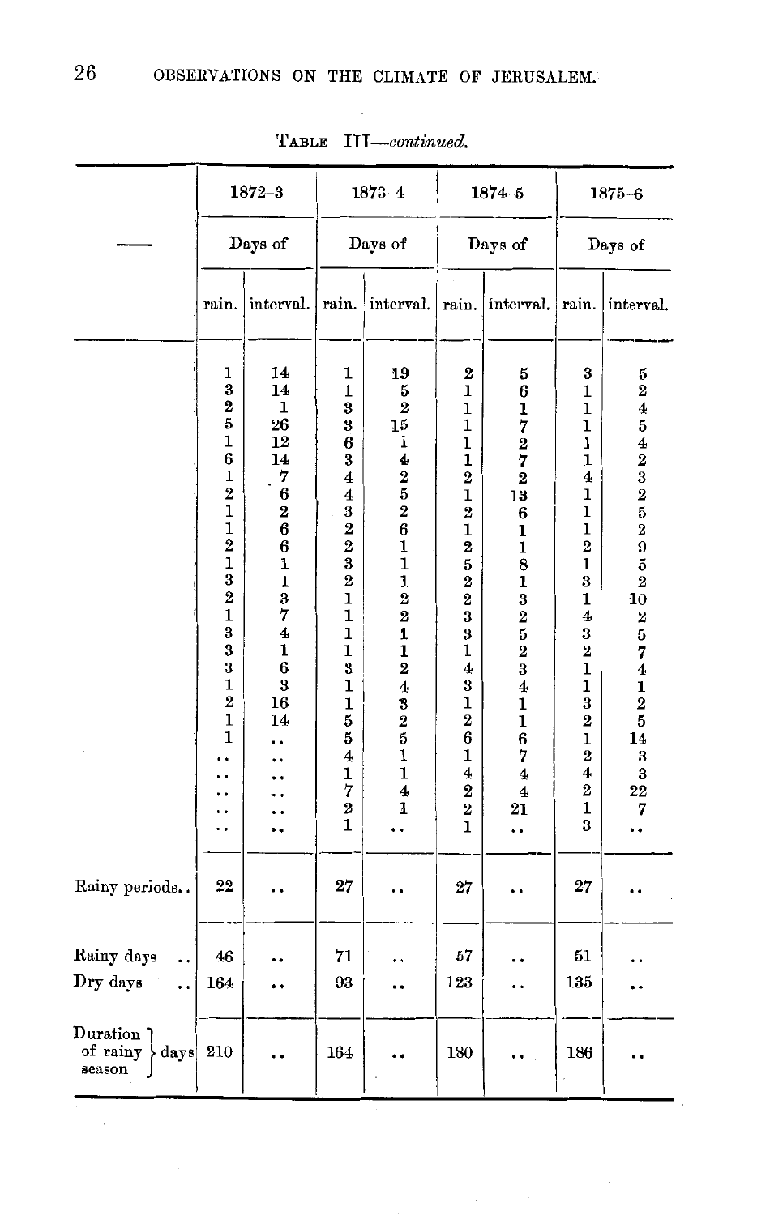TABLE III—*continued.*

| — | 1872–3 | | 1873–4 | | 1874–5 | | 1875–6 | |
|---|---|---|---|---|---|---|---|---|
| | Days of | | Days of | | Days of | | Days of | |
| | rain. | interval. | rain. | interval. | rain. | interval. | rain. | interval. |
| | 1 | 14 | 1 | 19 | 2 | 5 | 3 | 5 |
| | 3 | 14 | 1 | 5 | 1 | 6 | 1 | 2 |
| | 2 | 1 | 3 | 2 | 1 | 1 | 1 | 4 |
| | 5 | 26 | 3 | 15 | 1 | 7 | 1 | 5 |
| | 1 | 12 | 6 | 1 | 1 | 2 | 1 | 4 |
| | 6 | 14 | 3 | 4 | 1 | 7 | 1 | 2 |
| | 1 | 7 | 4 | 2 | 2 | 2 | 4 | 3 |
| | 2 | 6 | 4 | 5 | 1 | 13 | 1 | 2 |
| | 1 | 2 | 3 | 2 | 2 | 6 | 1 | 5 |
| | 1 | 6 | 2 | 6 | 1 | 1 | 1 | 2 |
| | 2 | 6 | 2 | 1 | 2 | 1 | 2 | 9 |
| | 1 | 1 | 3 | 1 | 5 | 8 | 1 | 5 |
| | 3 | 1 | 2 | 1 | 2 | 1 | 3 | 2 |
| | 2 | 3 | 1 | 2 | 2 | 3 | 1 | 10 |
| | 1 | 7 | 1 | 2 | 3 | 2 | 4 | 2 |
| | 3 | 4 | 1 | 1 | 3 | 5 | 3 | 5 |
| | 3 | 1 | 1 | 1 | 1 | 2 | 2 | 7 |
| | 3 | 6 | 3 | 2 | 4 | 3 | 1 | 4 |
| | 1 | 3 | 1 | 4 | 3 | 4 | 1 | 1 |
| | 2 | 16 | 1 | 3 | 1 | 1 | 3 | 2 |
| | 1 | 14 | 5 | 2 | 2 | 1 | 2 | 5 |
| | 1 | .. | 5 | 5 | 6 | 6 | 1 | 14 |
| | .. | .. | 4 | 1 | 1 | 7 | 2 | 3 |
| | .. | .. | 1 | 1 | 4 | 4 | 4 | 3 |
| | .. | .. | 7 | 4 | 2 | 4 | 2 | 22 |
| | .. | .. | 2 | 1 | 2 | 21 | 1 | 7 |
| | .. | .. | 1 | .. | 1 | .. | 3 | .. |
| Rainy periods.. | 22 | .. | 27 | .. | 27 | .. | 27 | .. |
| Rainy days .. | 46 | .. | 71 | .. | 57 | .. | 51 | .. |
| Dry days .. | 164 | .. | 93 | .. | 123 | .. | 135 | .. |
| Duration of rainy season } days | 210 | .. | 164 | .. | 180 | .. | 186 | .. |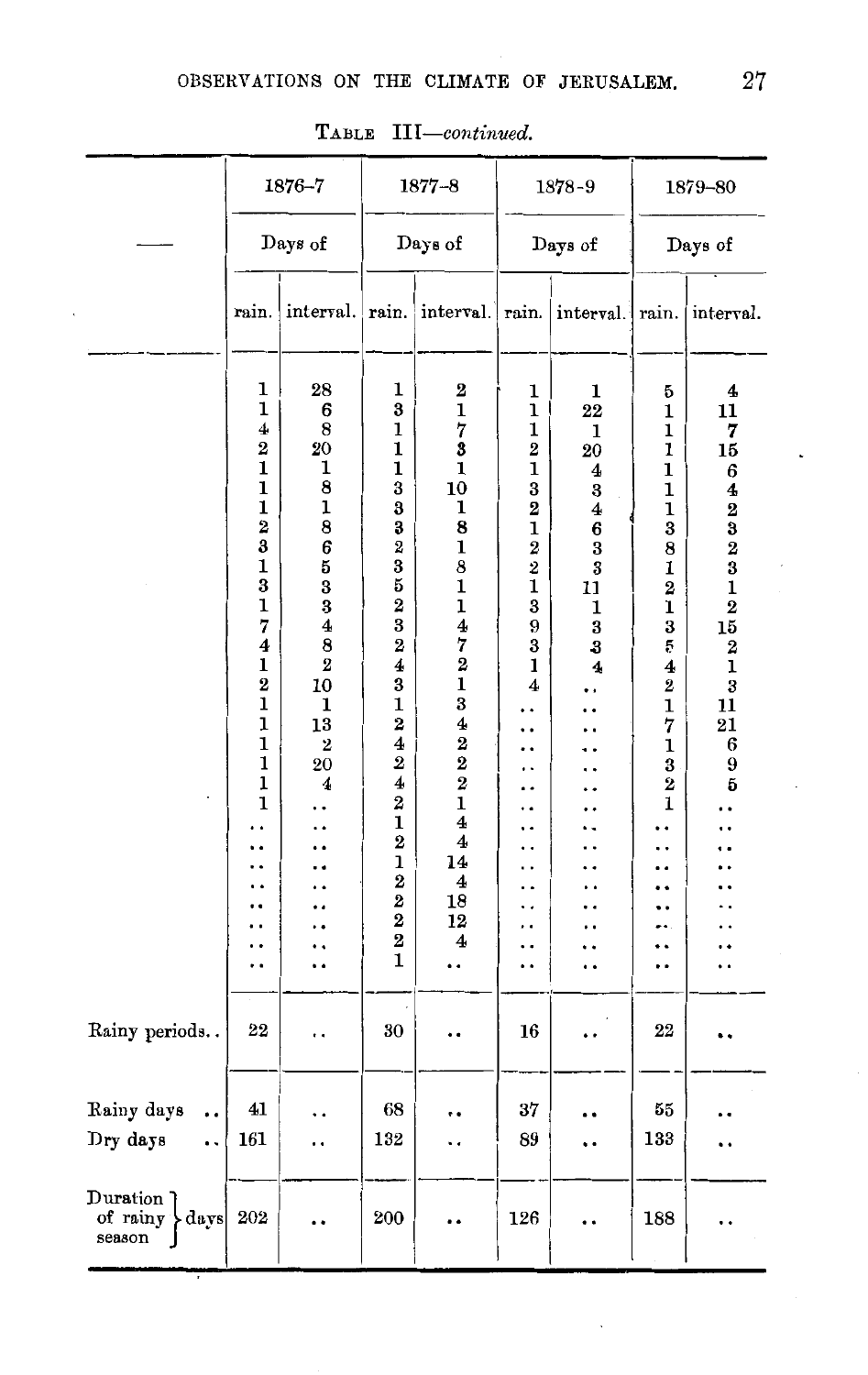TABLE III—*continued.*

| — | 1876–7 | | 1877–8 | | 1878–9 | | 1879–80 | |
|---|---|---|---|---|---|---|---|---|
| | Days of | | Days of | | Days of | | Days of | |
| | rain. | interval. | rain. | interval. | rain. | interval. | rain. | interval. |
| | 1 | 28 | 1 | 2 | 1 | 1 | 5 | 4 |
| | 1 | 6 | 3 | 1 | 1 | 22 | 1 | 11 |
| | 4 | 8 | 1 | 7 | 1 | 1 | 1 | 7 |
| | 2 | 20 | 1 | 3 | 2 | 20 | 1 | 15 |
| | 1 | 1 | 1 | 1 | 1 | 4 | 1 | 6 |
| | 1 | 8 | 3 | 10 | 3 | 3 | 1 | 4 |
| | 1 | 1 | 3 | 1 | 2 | 4 | 1 | 2 |
| | 2 | 8 | 3 | 8 | 1 | 6 | 3 | 3 |
| | 3 | 6 | 2 | 1 | 2 | 3 | 8 | 2 |
| | 1 | 5 | 3 | 8 | 2 | 3 | 1 | 3 |
| | 3 | 3 | 5 | 1 | 1 | 11 | 2 | 1 |
| | 1 | 3 | 2 | 1 | 3 | 1 | 1 | 2 |
| | 7 | 4 | 3 | 4 | 9 | 3 | 3 | 15 |
| | 4 | 8 | 2 | 7 | 3 | 3 | 5 | 2 |
| | 1 | 2 | 4 | 2 | 1 | 4 | 4 | 1 |
| | 2 | 10 | 3 | 1 | 4 | .. | 2 | 3 |
| | 1 | 1 | 1 | 3 | .. | .. | 1 | 11 |
| | 1 | 13 | 2 | 4 | .. | .. | 7 | 21 |
| | 1 | 2 | 4 | 2 | .. | .. | 1 | 6 |
| | 1 | 20 | 2 | 2 | .. | .. | 3 | 9 |
| | 1 | 4 | 4 | 2 | .. | .. | 2 | 5 |
| | 1 | .. | 2 | 1 | .. | .. | 1 | .. |
| | .. | .. | 1 | 4 | .. | .. | .. | .. |
| | .. | .. | 2 | 4 | .. | .. | .. | .. |
| | .. | .. | 1 | 14 | .. | .. | .. | .. |
| | .. | .. | 2 | 4 | .. | .. | .. | .. |
| | .. | .. | 2 | 18 | .. | .. | .. | .. |
| | .. | .. | 2 | 12 | .. | .. | .. | .. |
| | .. | .. | 2 | 4 | .. | .. | .. | .. |
| | .. | .. | 1 | .. | .. | .. | .. | .. |
| Rainy periods.. | 22 | .. | 30 | .. | 16 | .. | 22 | .. |
| Rainy days .. | 41 | .. | 68 | .. | 37 | .. | 55 | .. |
| Dry days .. | 161 | .. | 132 | .. | 89 | .. | 133 | .. |
| Duration of rainy season } days | 202 | .. | 200 | .. | 126 | .. | 188 | .. |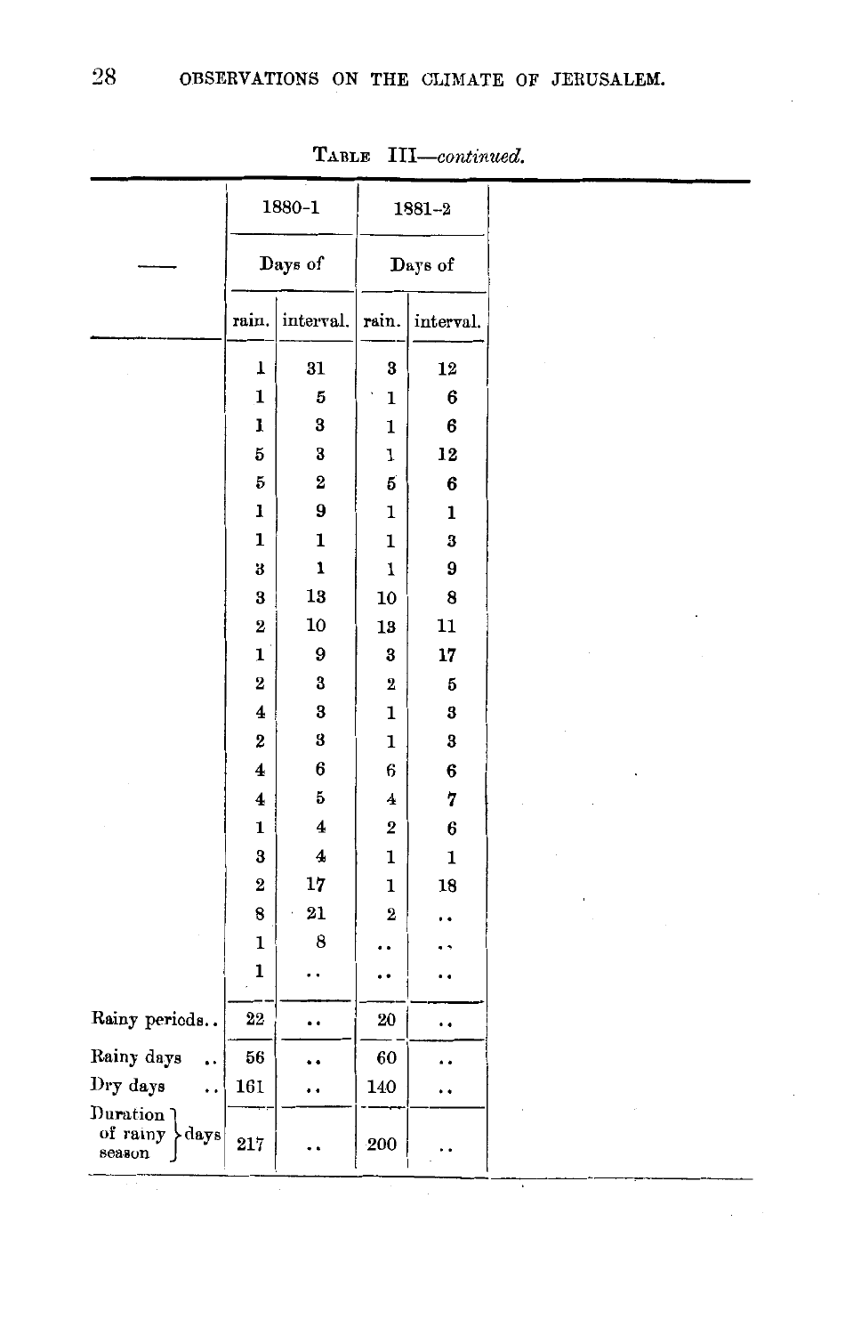TABLE III—*continued.*

| — | 1880-1 | | 1881-2 | |
|---|---|---|---|---|
| | Days of | | Days of | |
| | rain. | interval. | rain. | interval. |
| | 1 | 31 | 3 | 12 |
| | 1 | 5 | 1 | 6 |
| | 1 | 3 | 1 | 6 |
| | 5 | 3 | 1 | 12 |
| | 5 | 2 | 5 | 6 |
| | 1 | 9 | 1 | 1 |
| | 1 | 1 | 1 | 3 |
| | 3 | 1 | 1 | 9 |
| | 3 | 13 | 10 | 8 |
| | 2 | 10 | 13 | 11 |
| | 1 | 9 | 3 | 17 |
| | 2 | 3 | 2 | 5 |
| | 4 | 3 | 1 | 3 |
| | 2 | 3 | 1 | 3 |
| | 4 | 6 | 6 | 6 |
| | 4 | 5 | 4 | 7 |
| | 1 | 4 | 2 | 6 |
| | 3 | 4 | 1 | 1 |
| | 2 | 17 | 1 | 18 |
| | 8 | 21 | 2 | .. |
| | 1 | 8 | .. | .. |
| | 1 | .. | .. | .. |
| Rainy periods.. | 22 | .. | 20 | .. |
| Rainy days .. | 56 | .. | 60 | .. |
| Dry days .. | 161 | .. | 140 | .. |
| Duration of rainy season days | 217 | .. | 200 | .. |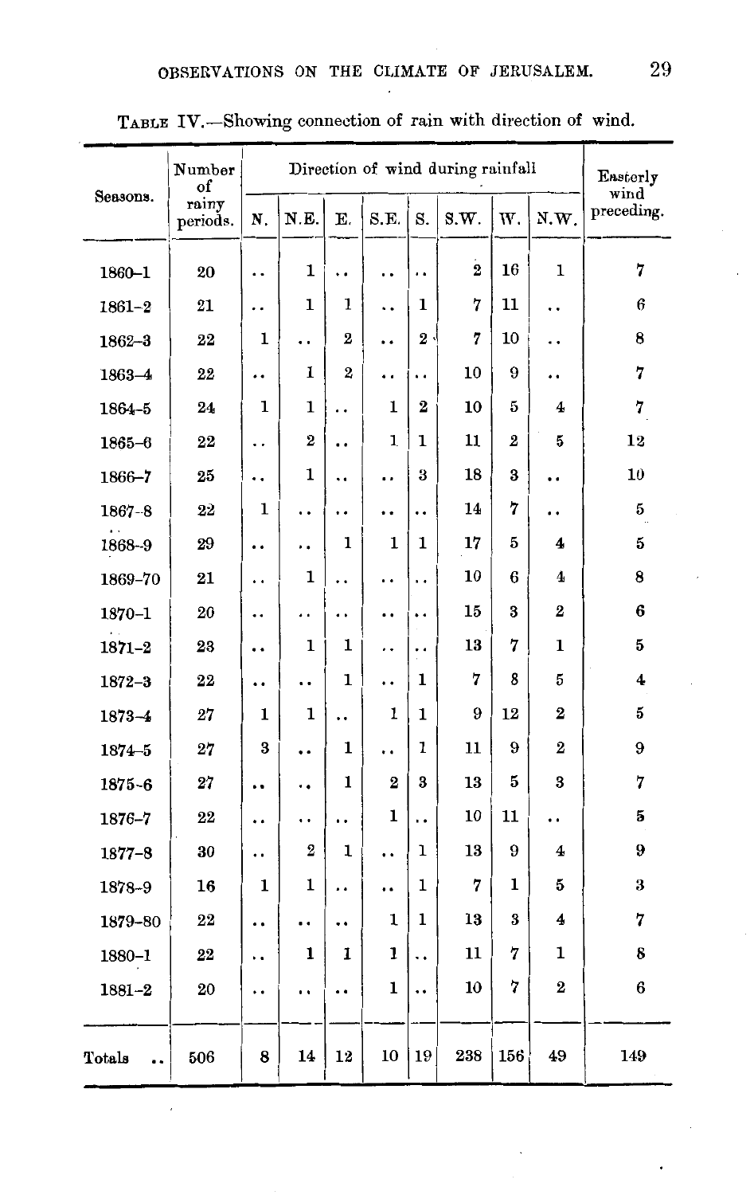TABLE IV.—Showing connection of rain with direction of wind.

| Seasons. | Number of rainy periods. | Direction of wind during rainfall | | | | | | | | Easterly wind preceding. |
|---|---|---|---|---|---|---|---|---|---|---|
| | | N. | N.E. | E. | S.E. | S. | S.W. | W. | N.W. | |
| 1860–1 | 20 | .. | 1 | .. | .. | .. | 2 | 16 | 1 | 7 |
| 1861–2 | 21 | .. | 1 | 1 | .. | 1 | 7 | 11 | .. | 6 |
| 1862–3 | 22 | 1 | .. | 2 | .. | 2 | 7 | 10 | .. | 8 |
| 1863–4 | 22 | .. | 1 | 2 | .. | .. | 10 | 9 | .. | 7 |
| 1864–5 | 24 | 1 | 1 | .. | 1 | 2 | 10 | 5 | 4 | 7 |
| 1865–6 | 22 | .. | 2 | .. | 1 | 1 | 11 | 2 | 5 | 12 |
| 1866–7 | 25 | .. | 1 | .. | .. | 3 | 18 | 3 | .. | 10 |
| 1867–8 | 22 | 1 | .. | .. | .. | .. | 14 | 7 | .. | 5 |
| 1868–9 | 29 | .. | .. | 1 | 1 | 1 | 17 | 5 | 4 | 5 |
| 1869–70 | 21 | .. | 1 | .. | .. | .. | 10 | 6 | 4 | 8 |
| 1870–1 | 20 | .. | .. | .. | .. | .. | 15 | 3 | 2 | 6 |
| 1871–2 | 23 | .. | 1 | 1 | .. | .. | 13 | 7 | 1 | 5 |
| 1872–3 | 22 | .. | .. | 1 | .. | 1 | 7 | 8 | 5 | 4 |
| 1873–4 | 27 | 1 | 1 | .. | 1 | 1 | 9 | 12 | 2 | 5 |
| 1874–5 | 27 | 3 | .. | 1 | .. | 1 | 11 | 9 | 2 | 9 |
| 1875–6 | 27 | .. | .. | 1 | 2 | 3 | 13 | 5 | 3 | 7 |
| 1876–7 | 22 | .. | .. | .. | 1 | .. | 10 | 11 | .. | 5 |
| 1877–8 | 30 | .. | 2 | 1 | .. | 1 | 13 | 9 | 4 | 9 |
| 1878–9 | 16 | 1 | 1 | .. | .. | 1 | 7 | 1 | 5 | 3 |
| 1879–80 | 22 | .. | .. | .. | 1 | 1 | 13 | 3 | 4 | 7 |
| 1880–1 | 22 | .. | 1 | 1 | 1 | .. | 11 | 7 | 1 | 8 |
| 1881–2 | 20 | .. | .. | .. | 1 | .. | 10 | 7 | 2 | 6 |
| Totals .. | 506 | 8 | 14 | 12 | 10 | 19 | 238 | 156 | 49 | 149 |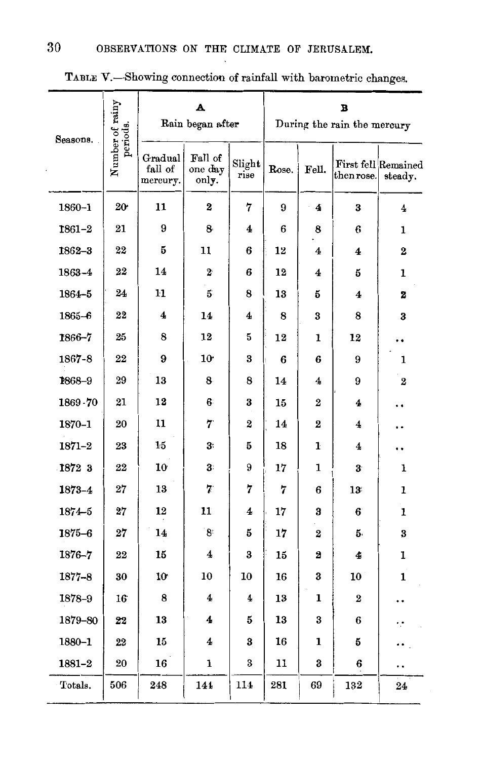TABLE V.—Showing connection of rainfall with barometric changes.

| Seasons. | Number of rainy periods. | A Rain began after | | | B During the rain the mercury | | | |
|---|---|---|---|---|---|---|---|---|
| | | Gradual fall of mercury. | Fall of one day only. | Slight rise | Rose. | Fell. | First fell then rose. | Remained steady. |
| 1860–1 | 20 | 11 | 2 | 7 | 9 | 4 | 3 | 4 |
| 1861–2 | 21 | 9 | 8 | 4 | 6 | 8 | 6 | 1 |
| 1862–3 | 22 | 5 | 11 | 6 | 12 | 4 | 4 | 2 |
| 1863–4 | 22 | 14 | 2 | 6 | 12 | 4 | 5 | 1 |
| 1864–5 | 24 | 11 | 5 | 8 | 13 | 5 | 4 | 2 |
| 1865–6 | 22 | 4 | 14 | 4 | 8 | 3 | 8 | 3 |
| 1866–7 | 25 | 8 | 12 | 5 | 12 | 1 | 12 | .. |
| 1867–8 | 22 | 9 | 10 | 3 | 6 | 6 | 9 | 1 |
| 1868–9 | 29 | 13 | 8 | 8 | 14 | 4 | 9 | 2 |
| 1869–70 | 21 | 12 | 6 | 3 | 15 | 2 | 4 | .. |
| 1870–1 | 20 | 11 | 7 | 2 | 14 | 2 | 4 | .. |
| 1871–2 | 23 | 15 | 3 | 5 | 18 | 1 | 4 | .. |
| 1872–3 | 22 | 10 | 3 | 9 | 17 | 1 | 3 | 1 |
| 1873–4 | 27 | 13 | 7 | 7 | 7 | 6 | 13 | 1 |
| 1874–5 | 27 | 12 | 11 | 4 | 17 | 3 | 6 | 1 |
| 1875–6 | 27 | 14 | 8 | 5 | 17 | 2 | 5 | 3 |
| 1876–7 | 22 | 15 | 4 | 3 | 15 | 2 | 4 | 1 |
| 1877–8 | 30 | 10 | 10 | 10 | 16 | 3 | 10 | 1 |
| 1878–9 | 16 | 8 | 4 | 4 | 13 | 1 | 2 | .. |
| 1879–80 | 22 | 13 | 4 | 5 | 13 | 3 | 6 | .. |
| 1880–1 | 22 | 15 | 4 | 3 | 16 | 1 | 5 | .. |
| 1881–2 | 20 | 16 | 1 | 3 | 11 | 3 | 6 | .. |
| Totals. | 506 | 248 | 144 | 114 | 281 | 69 | 132 | 24 |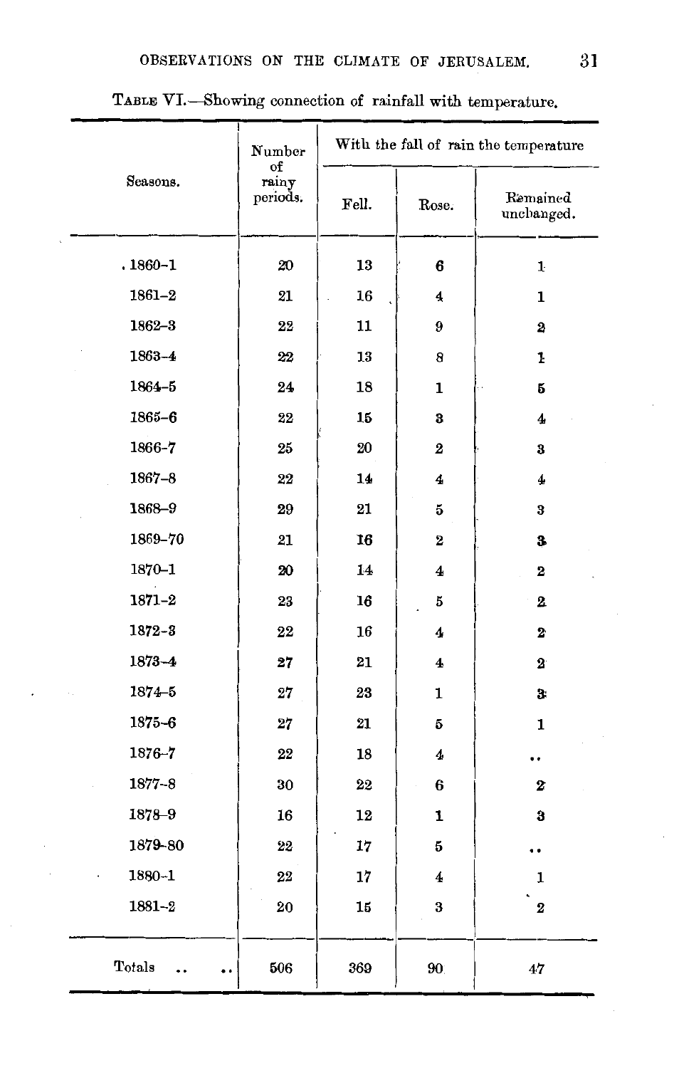TABLE VI.—Showing connection of rainfall with temperature.

| Seasons. | Number of rainy periods. | With the fall of rain the temperature | | |
|---|---|---|---|---|
| | | Fell. | Rose. | Remained unchanged. |
| 1860–1 | 20 | 13 | 6 | 1 |
| 1861–2 | 21 | 16 | 4 | 1 |
| 1862–3 | 22 | 11 | 9 | 2 |
| 1863–4 | 22 | 13 | 8 | 1 |
| 1864–5 | 24 | 18 | 1 | 5 |
| 1865–6 | 22 | 15 | 3 | 4 |
| 1866–7 | 25 | 20 | 2 | 3 |
| 1867–8 | 22 | 14 | 4 | 4 |
| 1868–9 | 29 | 21 | 5 | 3 |
| 1869–70 | 21 | 16 | 2 | 3 |
| 1870–1 | 20 | 14 | 4 | 2 |
| 1871–2 | 23 | 16 | 5 | 2 |
| 1872–3 | 22 | 16 | 4 | 2 |
| 1873–4 | 27 | 21 | 4 | 2 |
| 1874–5 | 27 | 23 | 1 | 3 |
| 1875–6 | 27 | 21 | 5 | 1 |
| 1876–7 | 22 | 18 | 4 | .. |
| 1877–8 | 30 | 22 | 6 | 2 |
| 1878–9 | 16 | 12 | 1 | 3 |
| 1879–80 | 22 | 17 | 5 | .. |
| 1880–1 | 22 | 17 | 4 | 1 |
| 1881–2 | 20 | 15 | 3 | 2 |
| Totals .. .. | 506 | 369 | 90 | 47 |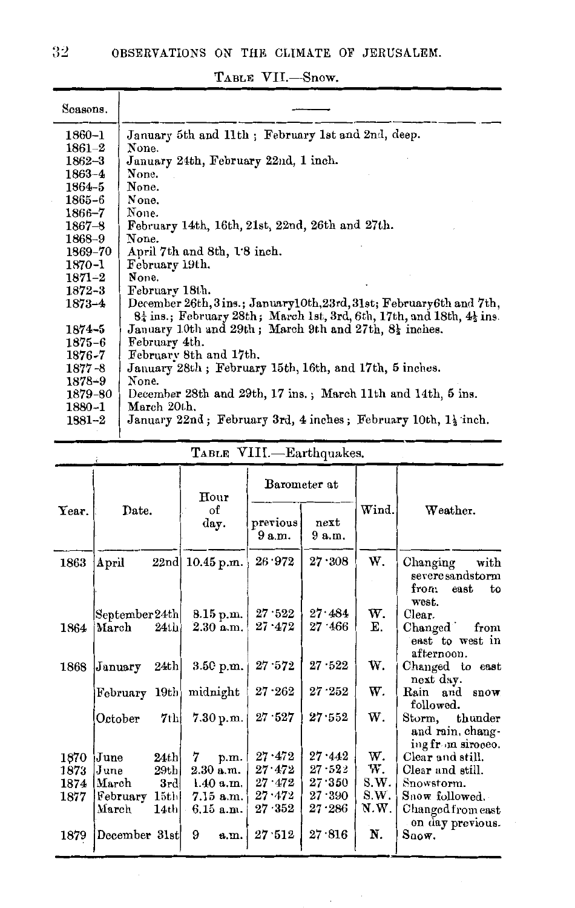TABLE VII.—Snow.

| Seasons. | —— |
|---|---|
| 1860–1 | January 5th and 11th; February 1st and 2nd, deep. |
| 1861–2 | None. |
| 1862–3 | January 24th, February 22nd, 1 inch. |
| 1863–4 | None. |
| 1864–5 | None. |
| 1865–6 | None. |
| 1866–7 | None. |
| 1867–8 | February 14th, 16th, 21st, 22nd, 26th and 27th. |
| 1868–9 | None. |
| 1869–70 | April 7th and 8th, 1·8 inch. |
| 1870–1 | February 19th. |
| 1871–2 | None. |
| 1872–3 | February 18th. |
| 1873–4 | December 26th, 3 ins.; January 10th, 23rd, 31st; February 6th and 7th, 8¼ ins.; February 28th; March 1st, 3rd, 6th, 17th, and 18th, 4½ ins. |
| 1874–5 | January 10th and 29th; March 9th and 27th, 8½ inches. |
| 1875–6 | February 4th. |
| 1876–7 | February 8th and 17th. |
| 1877–8 | January 28th; February 15th, 16th, and 17th, 5 inches. |
| 1878–9 | None. |
| 1879–80 | December 28th and 29th, 17 ins.; March 11th and 14th, 5 ins. |
| 1880–1 | March 20th. |
| 1881–2 | January 22nd; February 3rd, 4 inches; February 10th, 1½ inch. |

TABLE VIII.—Earthquakes.

| Year. | Date. | Hour of day. | Barometer at previous 9 a.m. | Barometer at next 9 a.m. | Wind. | Weather. |
|---|---|---|---|---|---|---|
| 1863 | April 22nd | 10.45 p.m. | 26·972 | 27·308 | W. | Changing with severe sandstorm from east to west. |
| | September 24th | 8.15 p.m. | 27·522 | 27·484 | W. | Clear. |
| 1864 | March 24th | 2.30 a.m. | 27·472 | 27·466 | E. | Changed from east to west in afternoon. |
| 1868 | January 24th | 3.50 p.m. | 27·572 | 27·522 | W. | Changed to east next day. |
| | February 19th | midnight | 27·262 | 27·252 | W. | Rain and snow followed. |
| | October 7th | 7.30 p.m. | 27·527 | 27·552 | W. | Storm, thunder and rain, changing from sirocco. |
| 1870 | June 24th | 7 p.m. | 27·472 | 27·442 | W. | Clear and still. |
| 1873 | June 29th | 2.30 a.m. | 27·472 | 27·522 | W. | Clear and still. |
| 1874 | March 3rd | 1.40 a.m. | 27·472 | 27·350 | S.W. | Snowstorm. |
| 1877 | February 15th | 7.15 a.m. | 27·472 | 27·390 | S.W. | Snow followed. |
| | March 14th | 6.15 a.m. | 27·352 | 27·286 | N.W. | Changed from east on day previous. |
| 1879 | December 31st | 9 a.m. | 27·512 | 27·816 | N. | Snow. |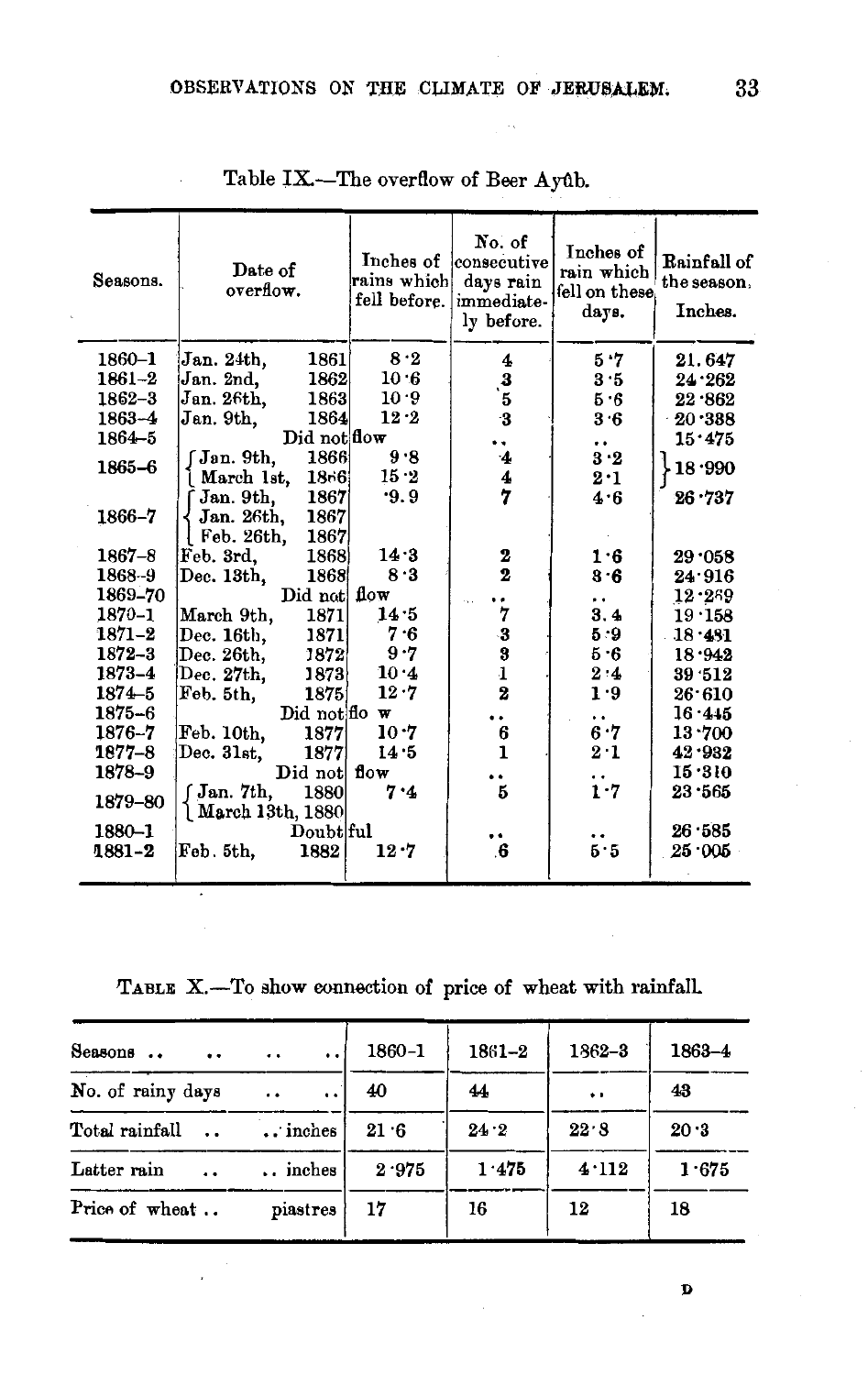Table IX.—The overflow of Beer Ayûb.

| Seasons. | Date of overflow. | Inches of rains which fell before. | No. of consecutive days rain immediately before. | Inches of rain which fell on these days. | Rainfall of the season. Inches. |
|---|---|---|---|---|---|
| 1860–1 | Jan. 24th, 1861 | 8·2 | 4 | 5·7 | 21.647 |
| 1861–2 | Jan. 2nd, 1862 | 10·6 | 3 | 3·5 | 24·262 |
| 1862–3 | Jan. 26th, 1863 | 10·9 | 5 | 5·6 | 22·862 |
| 1863–4 | Jan. 9th, 1864 | 12·2 | 3 | 3·6 | 20·388 |
| 1864–5 | Did not flow | | .. | .. | 15·475 |
| 1865–6 | Jan. 9th, 1866; March 1st, 1866 | 9·8; 15·2 | 4; 4 | 3·2; 2·1 | 18·990 |
| 1866–7 | Jan. 9th, 1867; Jan. 26th, 1867; Feb. 26th, 1867 | ·9.9 | 7 | 4·6 | 26·737 |
| 1867–8 | Feb. 3rd, 1868 | 14·3 | 2 | 1·6 | 29·058 |
| 1868–9 | Dec. 13th, 1868 | 8·3 | 2 | 3·6 | 24·916 |
| 1869–70 | Did not flow | | .. | .. | 12·289 |
| 1870–1 | March 9th, 1871 | 14·5 | 7 | 3.4 | 19·158 |
| 1871–2 | Dec. 16th, 1871 | 7·6 | 3 | 5·9 | 18·481 |
| 1872–3 | Dec. 26th, 1872 | 9·7 | 3 | 5·6 | 18·942 |
| 1873–4 | Dec. 27th, 1873 | 10·4 | 1 | 2·4 | 39·512 |
| 1874–5 | Feb. 5th, 1875 | 12·7 | 2 | 1·9 | 26·610 |
| 1875–6 | Did not flow | | .. | .. | 16·445 |
| 1876–7 | Feb. 10th, 1877 | 10·7 | 6 | 6·7 | 13·700 |
| 1877–8 | Dec. 31st, 1877 | 14·5 | 1 | 2·1 | 42·932 |
| 1878–9 | Did not flow | | .. | .. | 15·310 |
| 1879–80 | Jan. 7th, 1880; March 13th, 1880 | 7·4 | 5 | 1·7 | 23·565 |
| 1880–1 | Doubtful | | .. | .. | 26·585 |
| 1881–2 | Feb. 5th, 1882 | 12·7 | 6 | 5·5 | 25·005 |

Table X.—To show connection of price of wheat with rainfall.

| Seasons .. .. .. .. | 1860–1 | 1861–2 | 1862–3 | 1863–4 |
|---|---|---|---|---|
| No. of rainy days .. .. | 40 | 44 | .. | 43 |
| Total rainfall .. .. inches | 21·6 | 24·2 | 22·8 | 20·3 |
| Latter rain .. .. inches | 2·975 | 1·475 | 4·112 | 1·675 |
| Price of wheat .. piastres | 17 | 16 | 12 | 18 |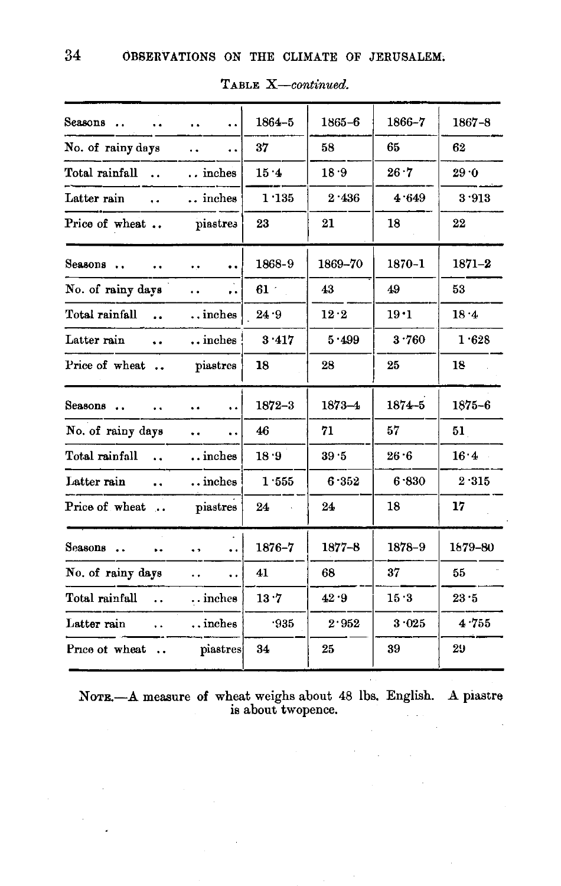Table X—*continued.*

| Seasons .. .. .. .. | 1864–5 | 1865–6 | 1866–7 | 1867–8 |
|---|---|---|---|---|
| No. of rainy days .. .. | 37 | 58 | 65 | 62 |
| Total rainfall .. .. inches | 15·4 | 18·9 | 26·7 | 29·0 |
| Latter rain .. .. inches | 1·135 | 2·436 | 4·649 | 3·913 |
| Price of wheat .. piastres | 23 | 21 | 18 | 22 |
| Seasons .. .. .. .. | 1868-9 | 1869–70 | 1870-1 | 1871–2 |
| No. of rainy days .. .. | 61 | 43 | 49 | 53 |
| Total rainfall .. .. inches | 24·9 | 12·2 | 19·1 | 18·4 |
| Latter rain .. .. inches | 3·417 | 5·499 | 3·760 | 1·628 |
| Price of wheat .. piastres | 18 | 28 | 25 | 18 |
| Seasons .. .. .. .. | 1872–3 | 1873–4 | 1874–5 | 1875–6 |
| No. of rainy days .. .. | 46 | 71 | 57 | 51 |
| Total rainfall .. .. inches | 18·9 | 39·5 | 26·6 | 16·4 |
| Latter rain .. .. inches | 1·555 | 6·352 | 6·830 | 2·315 |
| Price of wheat .. piastres | 24 | 24 | 18 | 17 |
| Seasons .. .. .. .. | 1876–7 | 1877–8 | 1878–9 | 1879–80 |
| No. of rainy days .. .. | 41 | 68 | 37 | 55 |
| Total rainfall .. .. inches | 13·7 | 42·9 | 15·3 | 23·5 |
| Latter rain .. .. inches | ·935 | 2·952 | 3·025 | 4·755 |
| Price of wheat .. piastres | 34 | 25 | 39 | 29 |

Note.—A measure of wheat weighs about 48 lbs. English. A piastre is about twopence.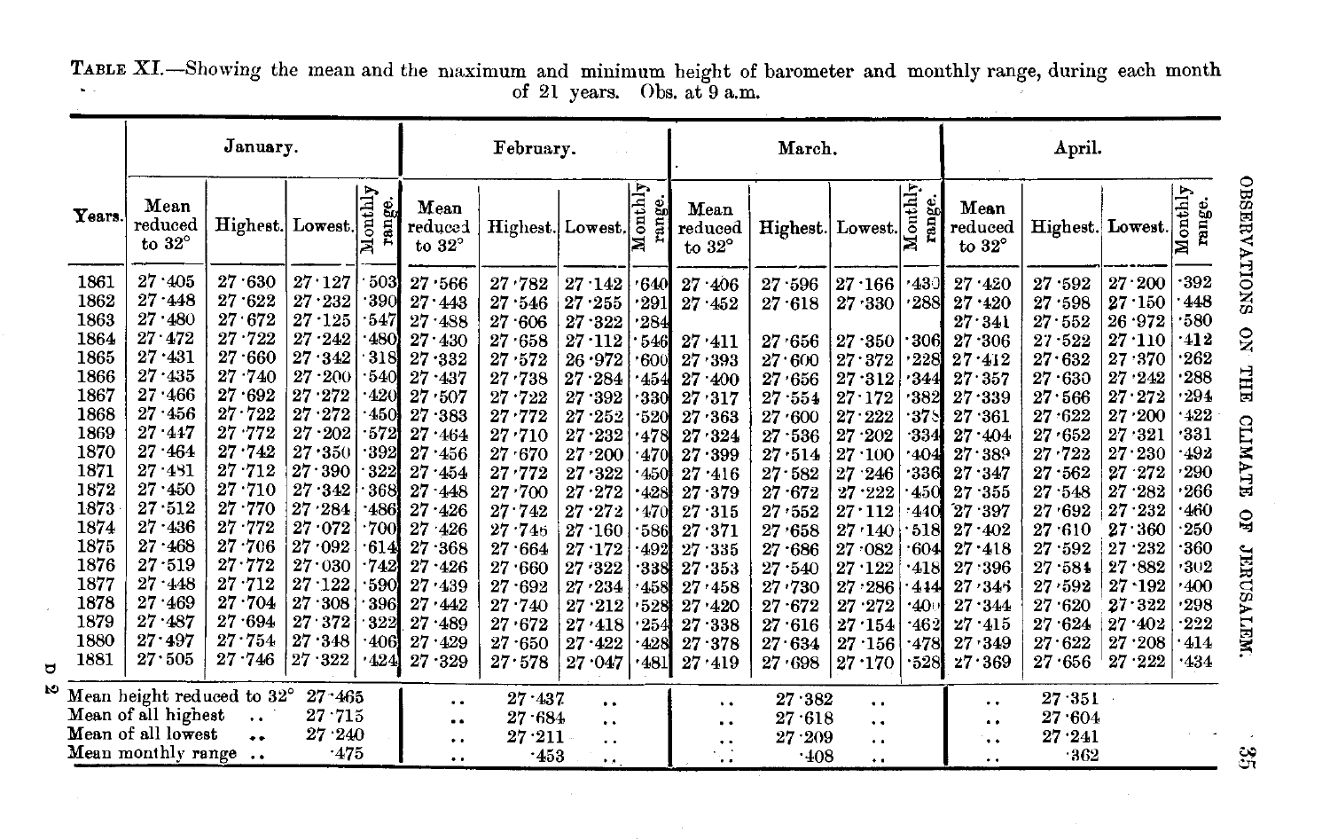TABLE XI.—Showing the mean and the maximum and minimum height of barometer and monthly range, during each month of 21 years. Obs. at 9 a.m.

| Years. | January. | | | | February. | | | | March. | | | | April. | | | |
|---|---|---|---|---|---|---|---|---|---|---|---|---|---|---|---|---|
| | Mean reduced to 32° | Highest. | Lowest. | Monthly range. | Mean reduced to 32° | Highest. | Lowest. | Monthly range. | Mean reduced to 32° | Highest. | Lowest. | Monthly range. | Mean reduced to 32° | Highest. | Lowest. | Monthly range. |
| 1861 | 27·405 | 27·630 | 27·127 | ·503 | 27·566 | 27·782 | 27·142 | ·640 | 27·406 | 27·596 | 27·166 | ·430 | 27·420 | 27·592 | 27·200 | ·392 |
| 1862 | 27·448 | 27·622 | 27·232 | ·390 | 27·443 | 27·546 | 27·255 | ·291 | 27·452 | 27·618 | 27·330 | ·288 | 27·420 | 27·598 | 27·150 | ·448 |
| 1863 | 27·480 | 27·672 | 27·125 | ·547 | 27·488 | 27·606 | 27·322 | ·284 | | | | | 27·341 | 27·552 | 26·972 | ·580 |
| 1864 | 27·472 | 27·722 | 27·242 | ·480 | 27·430 | 27·658 | 27·112 | ·546 | 27·411 | 27·656 | 27·350 | ·306 | 27·306 | 27·522 | 27·110 | ·412 |
| 1865 | 27·431 | 27·660 | 27·342 | ·318 | 27·332 | 27·572 | 26·972 | ·600 | 27·393 | 27·600 | 27·372 | ·228 | 27·412 | 27·632 | 27·370 | ·262 |
| 1866 | 27·435 | 27·740 | 27·200 | ·540 | 27·437 | 27·738 | 27·284 | ·454 | 27·400 | 27·656 | 27·312 | ·344 | 27·357 | 27·630 | 27·242 | ·288 |
| 1867 | 27·466 | 27·692 | 27·272 | ·420 | 27·507 | 27·722 | 27·392 | ·330 | 27·317 | 27·554 | 27·172 | ·382 | 27·339 | 27·566 | 27·272 | ·294 |
| 1868 | 27·456 | 27·722 | 27·272 | ·450 | 27·383 | 27·772 | 27·252 | ·520 | 27·363 | 27·600 | 27·222 | ·378 | 27·361 | 27·622 | 27·200 | ·422 |
| 1869 | 27·447 | 27·772 | 27·202 | ·572 | 27·464 | 27·710 | 27·232 | ·478 | 27·324 | 27·536 | 27·202 | ·334 | 27·404 | 27·652 | 27·321 | ·331 |
| 1870 | 27·464 | 27·742 | 27·350 | ·392 | 27·456 | 27·670 | 27·200 | ·470 | 27·399 | 27·514 | 27·100 | ·404 | 27·389 | 27·722 | 27·230 | ·492 |
| 1871 | 27·481 | 27·712 | 27·390 | ·322 | 27·454 | 27·772 | 27·322 | ·450 | 27·416 | 27·582 | 27·246 | ·336 | 27·347 | 27·562 | 27·272 | ·290 |
| 1872 | 27·450 | 27·710 | 27·342 | ·368 | 27·448 | 27·700 | 27·272 | ·428 | 27·379 | 27·672 | 27·222 | ·450 | 27·355 | 27·548 | 27·282 | ·266 |
| 1873 | 27·512 | 27·770 | 27·284 | ·486 | 27·426 | 27·742 | 27·272 | ·470 | 27·315 | 27·552 | 27·112 | ·440 | 27·397 | 27·692 | 27·232 | ·460 |
| 1874 | 27·436 | 27·772 | 27·072 | ·700 | 27·426 | 27·746 | 27·160 | ·586 | 27·371 | 27·658 | 27·140 | ·518 | 27·402 | 27·610 | 27·360 | ·250 |
| 1875 | 27·468 | 27·706 | 27·092 | ·614 | 27·368 | 27·664 | 27·172 | ·492 | 27·335 | 27·686 | 27·082 | ·604 | 27·418 | 27·592 | 27·232 | ·360 |
| 1876 | 27·519 | 27·772 | 27·030 | ·742 | 27·426 | 27·660 | 27·322 | ·338 | 27·353 | 27·540 | 27·122 | ·418 | 27·396 | 27·584 | 27·882 | ·302 |
| 1877 | 27·448 | 27·712 | 27·122 | ·590 | 27·439 | 27·692 | 27·234 | ·458 | 27·458 | 27·730 | 27·286 | ·444 | 27·346 | 27·592 | 27·192 | ·400 |
| 1878 | 27·469 | 27·704 | 27·308 | ·396 | 27·442 | 27·740 | 27·212 | ·528 | 27·420 | 27·672 | 27·272 | ·400 | 27·344 | 27·620 | 27·322 | ·298 |
| 1879 | 27·487 | 27·694 | 27·372 | ·322 | 27·489 | 27·672 | 27·418 | ·254 | 27·338 | 27·616 | 27·154 | ·462 | 27·415 | 27·624 | 27·402 | ·222 |
| 1880 | 27·497 | 27·754 | 27·348 | ·406 | 27·429 | 27·650 | 27·422 | ·428 | 27·378 | 27·634 | 27·156 | ·478 | 27·349 | 27·622 | 27·208 | ·414 |
| 1881 | 27·505 | 27·746 | 27·322 | ·424 | 27·329 | 27·578 | 27·047 | ·481 | 27·419 | 27·698 | 27·170 | ·528 | 27·369 | 27·656 | 27·222 | ·434 |
| Mean height reduced to 32° | | 27·465 | | | .. | 27·437 | .. | | .. | 27·382 | .. | | .. | 27·351 | | |
| Mean of all highest .. | | 27·715 | | | .. | 27·684 | .. | | .. | 27·618 | .. | | .. | 27·604 | | |
| Mean of all lowest .. | | 27·240 | | | .. | 27·211 | .. | | .. | 27·209 | .. | | .. | 27·241 | | |
| Mean monthly range .. | | ·475 | | | .. | ·453 | .. | | .. | ·408 | .. | | .. | ·362 | | |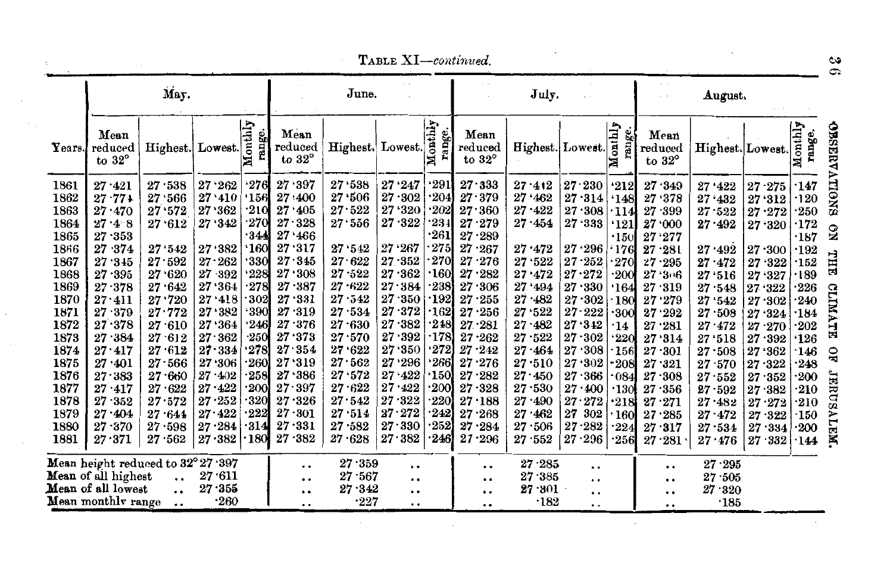TABLE XI—*continued.*

| Years. | May. Mean reduced to 32° | Highest. | Lowest. | Monthly range. | June. Mean reduced to 32° | Highest. | Lowest. | Monthly range. | July. Mean reduced to 32° | Highest. | Lowest. | Monthly range. | August. Mean reduced to 32° | Highest. | Lowest. | Monthly range. |
|---|---|---|---|---|---|---|---|---|---|---|---|---|---|---|---|---|
| 1861 | 27·421 | 27·538 | 27·262 | ·276 | 27·397 | 27·538 | 27·247 | ·291 | 27·333 | 27·412 | 27·230 | ·212 | 27·349 | 27·422 | 27·275 | ·147 |
| 1862 | 27·774 | 27·566 | 27·410 | ·156 | 27·400 | 27·506 | 27·302 | ·204 | 27·379 | 27·462 | 27·314 | ·148 | 27·378 | 27·432 | 27·312 | ·120 |
| 1863 | 27·470 | 27·572 | 27·362 | ·210 | 27·405 | 27·522 | 27·320 | ·202 | 27·360 | 27·422 | 27·308 | ·114 | 27·399 | 27·522 | 27·272 | ·250 |
| 1864 | 27·4 8 | 27·612 | 27·342 | ·270 | 27·328 | 27·556 | 27·322 | ·234 | 27·279 | 27·454 | 27·333 | ·121 | 27·000 | 27·492 | 27·320 | ·172 |
| 1865 | 27·353 | | | ·344 | 27·466 | | | ·261 | 27·289 | | | ·150 | 27·277 | | | ·187 |
| 1866 | 27·374 | 27·542 | 27·382 | ·160 | 27·317 | 27·542 | 27·267 | ·275 | 27·267 | 27·472 | 27·296 | ·176 | 27·281 | 27·492 | 27·300 | ·192 |
| 1867 | 27·345 | 27·592 | 27·262 | ·330 | 27·345 | 27·622 | 27·352 | ·270 | 27·276 | 27·522 | 27·252 | ·270 | 27·295 | 27·472 | 27·322 | ·152 |
| 1868 | 27·395 | 27·620 | 27·392 | ·228 | 27·308 | 27·522 | 27·362 | ·160 | 27·282 | 27·472 | 27·272 | ·200 | 27·306 | 27·516 | 27·327 | ·189 |
| 1869 | 27·378 | 27·642 | 27·364 | ·278 | 27·387 | 27·622 | 27·384 | ·238 | 27·306 | 27·494 | 27·330 | ·164 | 27·319 | 27·548 | 27·322 | ·226 |
| 1870 | 27·411 | 27·720 | 27·418 | ·302 | 27·331 | 27·542 | 27·350 | ·192 | 27·255 | 27·482 | 27·302 | ·180 | 27·279 | 27·542 | 27·302 | ·240 |
| 1871 | 27·379 | 27·772 | 27·382 | ·390 | 27·319 | 27·534 | 27·372 | ·162 | 27·256 | 27·522 | 27·222 | ·300 | 27·292 | 27·508 | 27·324 | ·184 |
| 1872 | 27·378 | 27·610 | 27·364 | ·246 | 27·376 | 27·630 | 27·382 | ·248 | 27·281 | 27·482 | 27·342 | ·14 | 27·281 | 27·472 | 27·270 | ·202 |
| 1873 | 27·384 | 27·612 | 27·362 | ·250 | 27·373 | 27·570 | 27·392 | ·178 | 27·262 | 27·522 | 27·302 | ·220 | 27·314 | 27·518 | 27·392 | ·126 |
| 1874 | 27·417 | 27·612 | 27·334 | ·278 | 27·354 | 27·622 | 27·350 | ·272 | 27·242 | 27·464 | 27·308 | ·156 | 27·301 | 27·508 | 27·362 | ·146 |
| 1875 | 27·401 | 27·566 | 27·306 | ·260 | 27·319 | 27·562 | 27·296 | ·266 | 27·276 | 27·510 | 27·302 | ·208 | 27·321 | 27·570 | 27·322 | ·248 |
| 1876 | 27·383 | 27·660 | 27·402 | ·258 | 27·386 | 27·572 | 27·422 | ·150 | 27·282 | 27·450 | 27·366 | ·084 | 27·308 | 27·552 | 27·352 | ·200 |
| 1877 | 27·417 | 27·622 | 27·422 | ·200 | 27·397 | 27·622 | 27·422 | ·200 | 27·328 | 27·530 | 27·400 | ·130 | 27·356 | 27·592 | 27·382 | ·210 |
| 1878 | 27·352 | 27·572 | 27·252 | ·320 | 27·326 | 27·542 | 27·322 | ·220 | 27·188 | 27·490 | 27·272 | ·218 | 27·271 | 27·482 | 27·272 | ·210 |
| 1879 | 27·404 | 27·644 | 27·422 | ·222 | 27·301 | 27·514 | 27·272 | ·242 | 27·268 | 27·462 | 27 302 | ·160 | 27·285 | 27·472 | 27·322 | ·150 |
| 1880 | 27·370 | 27·598 | 27·284 | ·314 | 27·331 | 27·582 | 27·330 | ·252 | 27·284 | 27·506 | 27·282 | ·224 | 27·317 | 27·534 | 27·334 | ·200 |
| 1881 | 27·371 | 27·562 | 27·382 | ·180 | 27·382 | 27·628 | 27·382 | ·246 | 27·296 | 27·552 | 27·296 | ·256 | 27·281 | 27·476 | 27·332 | ·144 |

| | May. | June. | July. | August. |
|---|---|---|---|---|
| Mean height reduced to 32° | 27·397 | 27·359 | 27·285 | 27·295 |
| Mean of all highest | 27·611 | 27·567 | 27·385 | 27·505 |
| Mean of all lowest | 27·355 | 27·342 | 27·301 | 27·320 |
| Mean monthly range | ·260 | ·227 | ·182 | ·185 |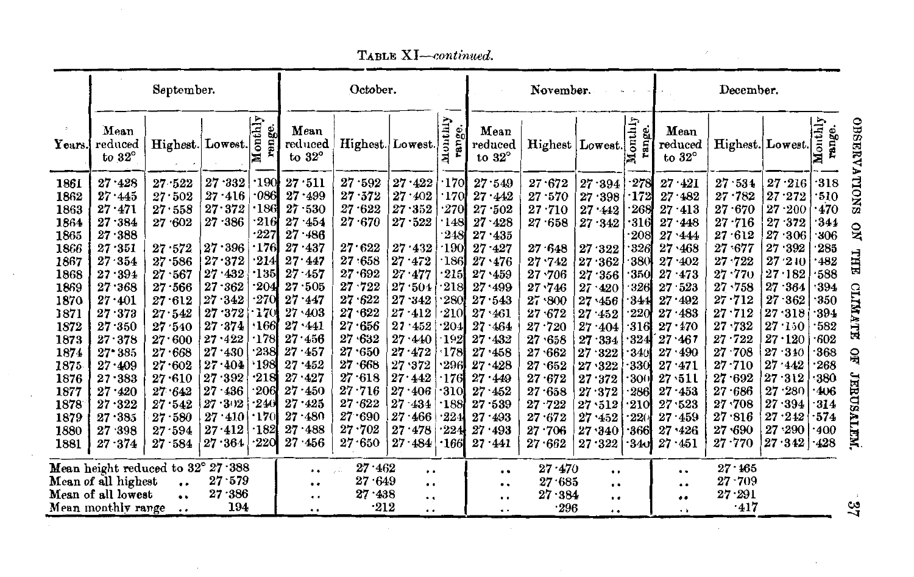TABLE XI—*continued*.

| Years. | September. | | | | October. | | | | November. | | | | December. | | | |
|---|---|---|---|---|---|---|---|---|---|---|---|---|---|---|---|---|
| | Mean reduced to 32° | Highest. | Lowest. | Monthly range. | Mean reduced to 32° | Highest. | Lowest. | Monthly range. | Mean reduced to 32° | Highest | Lowest. | Monthly range. | Mean reduced to 32° | Highest. | Lowest. | Monthly range. |
| 1861 | 27·428 | 27·522 | 27·332 | ·190 | 27·511 | 27·592 | 27·422 | ·170 | 27·549 | 27·672 | 27·394 | ·278 | 27·421 | 27·534 | 27·216 | ·318 |
| 1862 | 27·445 | 27·502 | 27·416 | ·086 | 27·499 | 27·572 | 27·402 | ·170 | 27·442 | 27·570 | 27·398 | ·172 | 27·482 | 27·782 | 27·272 | ·510 |
| 1863 | 27·471 | 27·558 | 27·372 | ·186 | 27·530 | 27·622 | 27·352 | ·270 | 27·502 | 27·710 | 27·442 | ·268 | 27·413 | 27·670 | 27·200 | ·470 |
| 1864 | 27·384 | 27·602 | 27·386 | ·216 | 27·454 | 27·670 | 27·522 | ·148 | 27·428 | 27·658 | 27·342 | ·316 | 27·448 | 27·716 | 27·372 | ·344 |
| 1865 | 27·388 | | | ·227 | 27·486 | | | ·248 | 27·435 | | | ·208 | 27·444 | 27·612 | 27·306 | ·306 |
| 1866 | 27·351 | 27·572 | 27·396 | ·176 | 27·437 | 27·622 | 27·432 | ·190 | 27·427 | 27·648 | 27·322 | ·326 | 27·468 | 27·677 | 27·392 | ·285 |
| 1867 | 27·354 | 27·586 | 27·372 | ·214 | 27·447 | 27·658 | 27·472 | ·186 | 27·476 | 27·742 | 27·362 | ·380 | 27·402 | 27·722 | 27·240 | ·482 |
| 1868 | 27·394 | 27·567 | 27·432 | ·135 | 27·457 | 27·692 | 27·477 | ·215 | 27·459 | 27·706 | 27·356 | ·350 | 27·473 | 27·770 | 27·182 | ·588 |
| 1869 | 27·368 | 27·566 | 27·362 | ·204 | 27·505 | 27·722 | 27·504 | ·218 | 27·499 | 27·746 | 27·420 | ·326 | 27·523 | 27·758 | 27·364 | ·394 |
| 1870 | 27·401 | 27·612 | 27·342 | ·270 | 27·447 | 27·622 | 27·342 | ·280 | 27·543 | 27·800 | 27·456 | ·344 | 27·492 | 27·712 | 27·362 | ·350 |
| 1871 | 27·373 | 27·542 | 27·372 | ·170 | 27·403 | 27·622 | 27·412 | ·210 | 27·461 | 27·672 | 27·452 | ·220 | 27·483 | 27·712 | 27·318 | ·394 |
| 1872 | 27·350 | 27·540 | 27·374 | ·166 | 27·441 | 27·656 | 27·452 | ·204 | 27·464 | 27·720 | 27·404 | ·316 | 27·470 | 27·732 | 27·150 | ·582 |
| 1873 | 27·378 | 27·600 | 27·422 | ·178 | 27·456 | 27·632 | 27·440 | ·192 | 27·432 | 27·658 | 27·334 | ·324 | 27·467 | 27·722 | 27·120 | ·602 |
| 1874 | 27·385 | 27·668 | 27·430 | ·238 | 27·457 | 27·650 | 27·472 | ·178 | 27·458 | 27·662 | 27·322 | ·340 | 27·490 | 27·708 | 27·340 | ·368 |
| 1875 | 27·409 | 27·602 | 27·404 | ·198 | 27·452 | 27·668 | 27·372 | ·296 | 27·428 | 27·652 | 27·322 | ·330 | 27·471 | 27·710 | 27·442 | ·268 |
| 1876 | 27·383 | 27·610 | 27·392 | ·218 | 27·427 | 27·618 | 27·442 | ·176 | 27·449 | 27·672 | 27·372 | ·300 | 27·511 | 27·692 | 27·312 | ·380 |
| 1877 | 27·420 | 27·642 | 27·436 | ·206 | 27·450 | 27·716 | 27·406 | ·310 | 27·452 | 27·658 | 27·372 | ·286 | 27·453 | 27·686 | 27·280 | ·406 |
| 1878 | 27·322 | 27·542 | 27·302 | ·240 | 27·425 | 27·622 | 27·434 | ·188 | 27·539 | 27·722 | 27·512 | ·210 | 27·523 | 27·708 | 27·394 | ·314 |
| 1879 | 27·385 | 27·580 | 27·410 | ·170 | 27·480 | 27·690 | 27·466 | ·224 | 27·493 | 27·672 | 27·452 | ·220 | 27·459 | 27·816 | 27·242 | ·574 |
| 1880 | 27·398 | 27·594 | 27·412 | ·182 | 27·488 | 27·702 | 27·478 | ·224 | 27·493 | 27·706 | 27·340 | ·366 | 27·426 | 27·690 | 27·290 | ·400 |
| 1881 | 27·374 | 27·584 | 27·364 | ·220 | 27·456 | 27·650 | 27·484 | ·166 | 27·441 | 27·662 | 27·322 | ·340 | 27·451 | 27·770 | 27·342 | ·428 |
| Mean height reduced to 32° | 27·388 | | | | .. | 27·462 | .. | | .. | 27·470 | .. | | .. | 27·465 | | |
| Mean of all highest .. | 27·579 | | | | .. | 27·649 | .. | | .. | 27·685 | .. | | .. | 27·709 | | |
| Mean of all lowest .. | 27·386 | | | | .. | 27·438 | .. | | .. | 27·384 | .. | | .. | 27·291 | | |
| Mean monthly range .. | 194 | | | | .. | ·212 | .. | | .. | ·296 | .. | | .. | ·417 | | |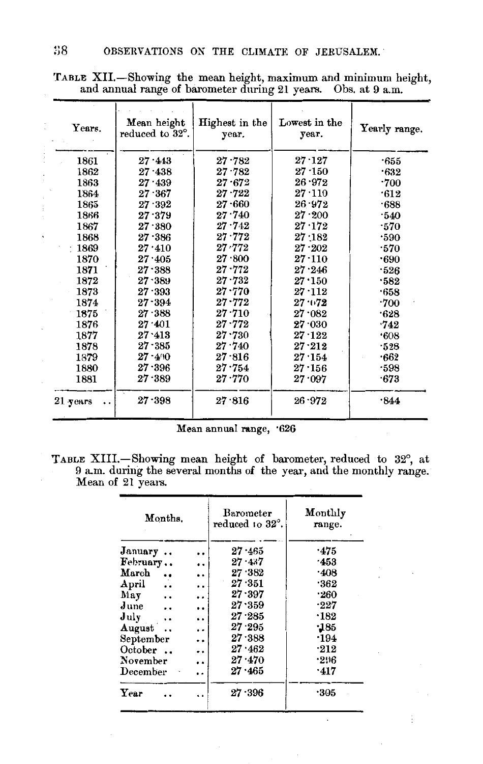TABLE XII.—Showing the mean height, maximum and minimum height, and annual range of barometer during 21 years. Obs. at 9 a.m.

| Years. | Mean height reduced to 32°. | Highest in the year. | Lowest in the year. | Yearly range. |
|---|---|---|---|---|
| 1861 | 27·443 | 27·782 | 27·127 | ·655 |
| 1862 | 27·438 | 27·782 | 27·150 | ·632 |
| 1863 | 27·439 | 27·672 | 26·972 | ·700 |
| 1864 | 27·367 | 27·722 | 27·110 | ·612 |
| 1865 | 27·392 | 27·660 | 26·972 | ·688 |
| 1866 | 27·379 | 27·740 | 27·200 | ·540 |
| 1867 | 27·380 | 27·742 | 27·172 | ·570 |
| 1868 | 27·386 | 27·772 | 27·182 | ·590 |
| 1869 | 27·410 | 27·772 | 27·202 | ·570 |
| 1870 | 27·405 | 27·800 | 27·110 | ·690 |
| 1871 | 27·388 | 27·772 | 27·246 | ·526 |
| 1872 | 27·389 | 27·732 | 27·150 | ·582 |
| 1873 | 27·393 | 27·770 | 27·112 | ·658 |
| 1874 | 27·394 | 27·772 | 27·072 | ·700 |
| 1875 | 27·388 | 27·710 | 27·082 | ·628 |
| 1876 | 27·401 | 27·772 | 27·030 | ·742 |
| 1877 | 27·413 | 27·730 | 27·122 | ·608 |
| 1878 | 27·385 | 27·740 | 27·212 | ·528 |
| 1879 | 27·400 | 27·816 | 27·154 | ·662 |
| 1880 | 27·396 | 27·754 | 27·156 | ·598 |
| 1881 | 27·389 | 27·770 | 27·097 | ·673 |
| 21 years .. | 27·398 | 27·816 | 26·972 | ·844 |

Mean annual range, ·626

TABLE XIII.—Showing mean height of barometer, reduced to 32°, at 9 a.m. during the several months of the year, and the monthly range. Mean of 21 years.

| Months. | Barometer reduced to 32°. | Monthly range. |
|---|---|---|
| January .. .. | 27·465 | ·475 |
| February .. .. | 27·487 | ·453 |
| March .. .. | 27·382 | ·408 |
| April .. .. | 27·351 | ·362 |
| May .. .. | 27·397 | ·260 |
| June .. .. | 27·359 | ·227 |
| July .. .. | 27·285 | ·182 |
| August .. .. | 27·295 | ·185 |
| September .. | 27·388 | ·194 |
| October .. .. | 27·462 | ·212 |
| November .. | 27·470 | ·296 |
| December .. | 27·465 | ·417 |
| Year .. .. | 27·396 | ·305 |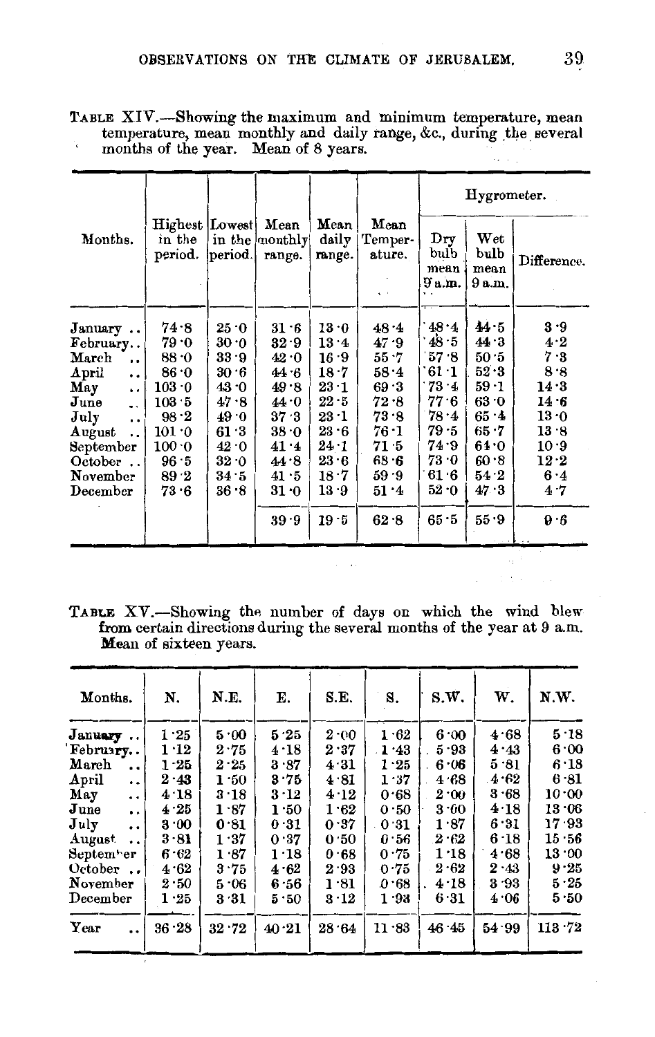TABLE XIV.—Showing the maximum and minimum temperature, mean temperature, mean monthly and daily range, &c., during the several months of the year. Mean of 8 years.

| Months. | Highest in the period. | Lowest in the period. | Mean monthly range. | Mean daily range. | Mean Temperature. | Hygrometer. | | |
|---|---|---|---|---|---|---|---|---|
| | | | | | | Dry bulb mean 9 a.m. | Wet bulb mean 9 a.m. | Difference. |
| January .. | 74·8 | 25·0 | 31·6 | 13·0 | 48·4 | 48·4 | 44·5 | 3·9 |
| February.. | 79·0 | 30·0 | 32·9 | 13·4 | 47·9 | 48·5 | 44·3 | 4·2 |
| March .. | 88·0 | 33·9 | 42·0 | 16·9 | 55·7 | 57·8 | 50·5 | 7·3 |
| April .. | 86·0 | 30·6 | 44·6 | 18·7 | 58·4 | 61·1 | 52·3 | 8·8 |
| May .. | 103·0 | 43·0 | 49·8 | 23·1 | 69·3 | 73·4 | 59·1 | 14·3 |
| June .. | 103·5 | 47·8 | 44·0 | 22·5 | 72·8 | 77·6 | 63·0 | 14·6 |
| July .. | 98·2 | 49·0 | 37·3 | 23·1 | 73·8 | 78·4 | 65·4 | 13·0 |
| August .. | 101·0 | 61·3 | 38·0 | 23·6 | 76·1 | 79·5 | 65·7 | 13·8 |
| September | 100·0 | 42·0 | 41·4 | 24·1 | 71·5 | 74·9 | 64·0 | 10·9 |
| October .. | 96·5 | 32·0 | 44·8 | 23·6 | 68·6 | 73·0 | 60·8 | 12·2 |
| November | 89·2 | 34·5 | 41·5 | 18·7 | 59·9 | 61·6 | 54·2 | 6·4 |
| December | 73·6 | 36·8 | 31·0 | 13·9 | 51·4 | 52·0 | 47·3 | 4·7 |
| | | | 39·9 | 19·5 | 62·8 | 65·5 | 55·9 | 9·6 |

TABLE XV.—Showing the number of days on which the wind blew from certain directions during the several months of the year at 9 a.m. Mean of sixteen years.

| Months. | N. | N.E. | E. | S.E. | S. | S.W. | W. | N.W. |
|---|---|---|---|---|---|---|---|---|
| January .. | 1·25 | 5·00 | 5·25 | 2·00 | 1·62 | 6·00 | 4·68 | 5·18 |
| February.. | 1·12 | 2·75 | 4·18 | 2·37 | 1·43 | 5·93 | 4·43 | 6·00 |
| March .. | 1·25 | 2·25 | 3·87 | 4·31 | 1·25 | 6·06 | 5·81 | 6·18 |
| April .. | 2·43 | 1·50 | 3·75 | 4·81 | 1·37 | 4·68 | 4·62 | 6·81 |
| May .. | 4·18 | 3·18 | 3·12 | 4·12 | 0·68 | 2·00 | 3·68 | 10·00 |
| June .. | 4·25 | 1·87 | 1·50 | 1·62 | 0·50 | 3·00 | 4·18 | 13·06 |
| July .. | 3·00 | 0·81 | 0·31 | 0·37 | 0·31 | 1·87 | 6·31 | 17·93 |
| August .. | 3·81 | 1·37 | 0·37 | 0·50 | 0·56 | 2·62 | 6·18 | 15·56 |
| September | 6·62 | 1·87 | 1·18 | 0·68 | 0·75 | 1·18 | 4·68 | 13·00 |
| October .. | 4·62 | 3·75 | 4·62 | 2·93 | 0·75 | 2·62 | 2·43 | 9·25 |
| November | 2·50 | 5·06 | 6·56 | 1·81 | 0·68 | 4·18 | 3·93 | 5·25 |
| December | 1·25 | 3·31 | 5·50 | 3·12 | 1·93 | 6·31 | 4·06 | 5·50 |
| Year .. | 36·28 | 32·72 | 40·21 | 28·64 | 11·83 | 46·45 | 54·99 | 113·72 |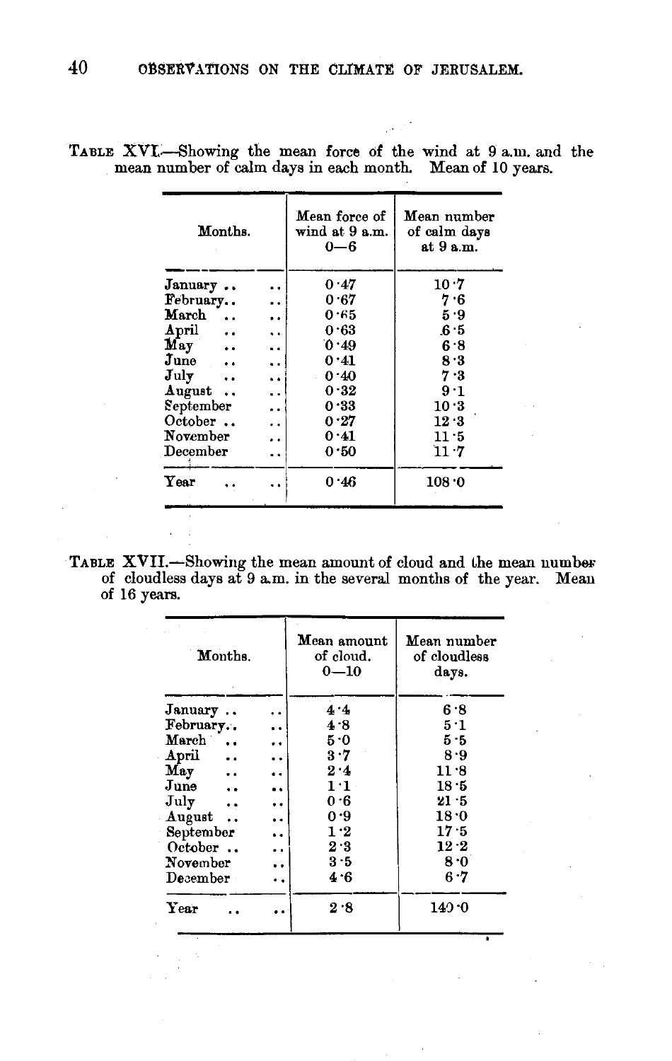TABLE XVI.—Showing the mean force of the wind at 9 a.m. and the mean number of calm days in each month. Mean of 10 years.

| Months. | Mean force of wind at 9 a.m. 0—6 | Mean number of calm days at 9 a.m. |
|---|---|---|
| January .. .. | 0·47 | 10·7 |
| February.. .. | 0·67 | 7·6 |
| March .. .. | 0·65 | 5·9 |
| April .. .. | 0·63 | 6·5 |
| May .. .. | 0·49 | 6·8 |
| June .. .. | 0·41 | 8·3 |
| July .. .. | 0·40 | 7·3 |
| August .. .. | 0·32 | 9·1 |
| September .. | 0·33 | 10·3 |
| October .. .. | 0·27 | 12·3 |
| November .. | 0·41 | 11·5 |
| December .. | 0·50 | 11·7 |
| Year .. .. | 0·46 | 108·0 |

TABLE XVII.—Showing the mean amount of cloud and the mean number of cloudless days at 9 a.m. in the several months of the year. Mean of 16 years.

| Months. | Mean amount of cloud. 0—10 | Mean number of cloudless days. |
|---|---|---|
| January .. .. | 4·4 | 6·8 |
| February.. .. | 4·8 | 5·1 |
| March .. .. | 5·0 | 5·5 |
| April .. .. | 3·7 | 8·9 |
| May .. .. | 2·4 | 11·8 |
| June .. .. | 1·1 | 18·5 |
| July .. .. | 0·6 | 21·5 |
| August .. .. | 0·9 | 18·0 |
| September .. | 1·2 | 17·5 |
| October .. .. | 2·3 | 12·2 |
| November .. | 3·5 | 8·0 |
| December .. | 4·6 | 6·7 |
| Year .. .. | 2·8 | 140·0 |